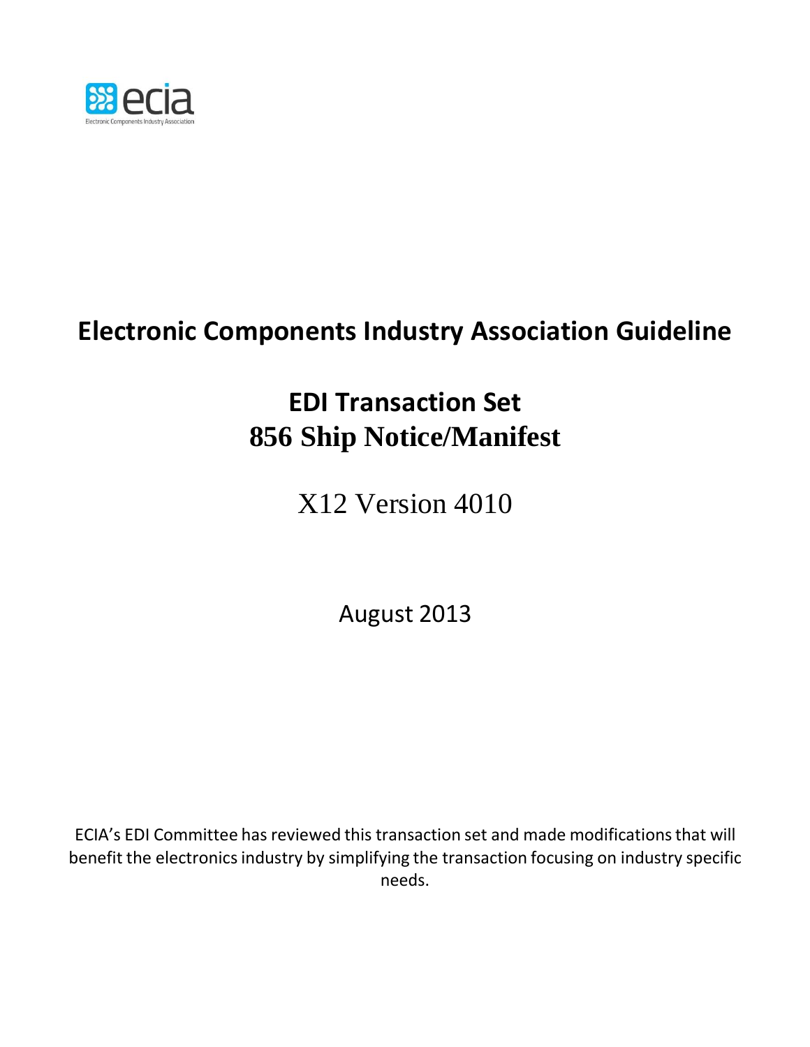ecia

Electronic Components Industry Association

# Electronic Components Industry Association Guideline

## EDI Transaction Set
## 856 Ship Notice/Manifest

X12 Version 4010

August 2013

ECIA's EDI Committee has reviewed this transaction set and made modifications that will benefit the electronics industry by simplifying the transaction focusing on industry specific needs.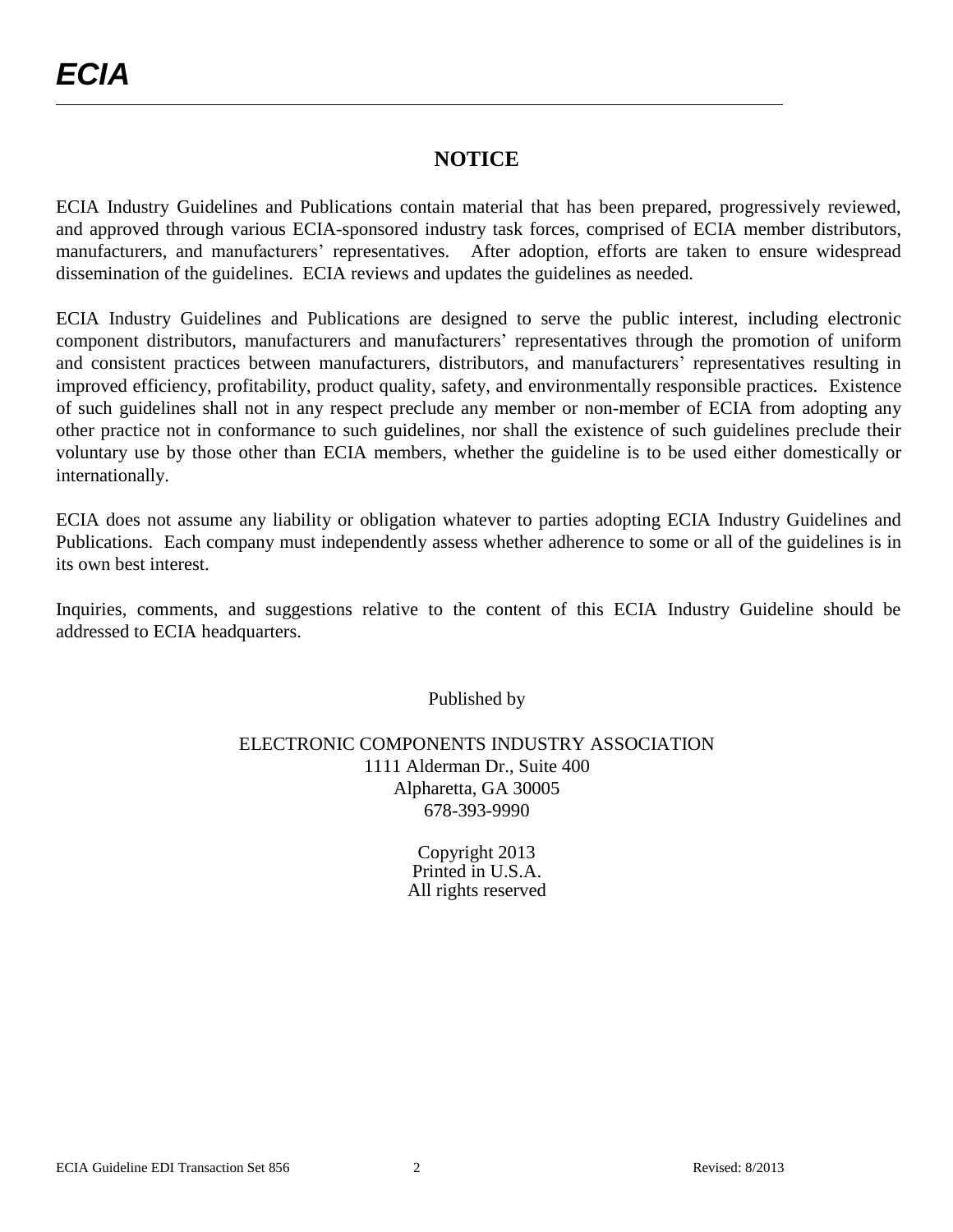## NOTICE

ECIA Industry Guidelines and Publications contain material that has been prepared, progressively reviewed, and approved through various ECIA-sponsored industry task forces, comprised of ECIA member distributors, manufacturers, and manufacturers' representatives. After adoption, efforts are taken to ensure widespread dissemination of the guidelines. ECIA reviews and updates the guidelines as needed.

ECIA Industry Guidelines and Publications are designed to serve the public interest, including electronic component distributors, manufacturers and manufacturers' representatives through the promotion of uniform and consistent practices between manufacturers, distributors, and manufacturers' representatives resulting in improved efficiency, profitability, product quality, safety, and environmentally responsible practices. Existence of such guidelines shall not in any respect preclude any member or non-member of ECIA from adopting any other practice not in conformance to such guidelines, nor shall the existence of such guidelines preclude their voluntary use by those other than ECIA members, whether the guideline is to be used either domestically or internationally.

ECIA does not assume any liability or obligation whatever to parties adopting ECIA Industry Guidelines and Publications. Each company must independently assess whether adherence to some or all of the guidelines is in its own best interest.

Inquiries, comments, and suggestions relative to the content of this ECIA Industry Guideline should be addressed to ECIA headquarters.

Published by

ELECTRONIC COMPONENTS INDUSTRY ASSOCIATION
1111 Alderman Dr., Suite 400
Alpharetta, GA 30005
678-393-9990

Copyright 2013
Printed in U.S.A.
All rights reserved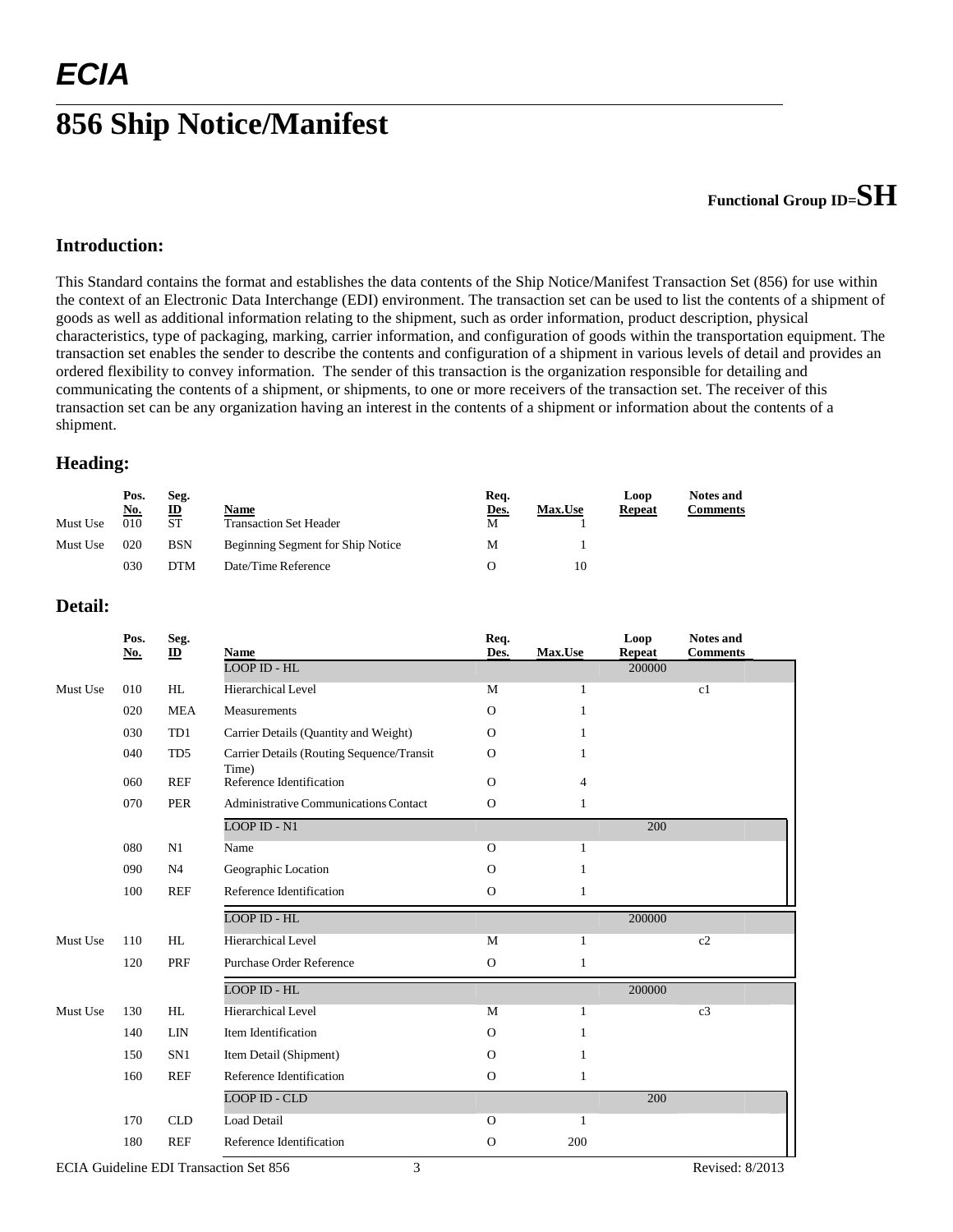# ECIA

# 856 Ship Notice/Manifest

**Functional Group ID=SH**

## Introduction:

This Standard contains the format and establishes the data contents of the Ship Notice/Manifest Transaction Set (856) for use within the context of an Electronic Data Interchange (EDI) environment. The transaction set can be used to list the contents of a shipment of goods as well as additional information relating to the shipment, such as order information, product description, physical characteristics, type of packaging, marking, carrier information, and configuration of goods within the transportation equipment. The transaction set enables the sender to describe the contents and configuration of a shipment in various levels of detail and provides an ordered flexibility to convey information. The sender of this transaction is the organization responsible for detailing and communicating the contents of a shipment, or shipments, to one or more receivers of the transaction set. The receiver of this transaction set can be any organization having an interest in the contents of a shipment or information about the contents of a shipment.

## Heading:

| | Pos. No. | Seg. ID | Name | Req. Des. | Max.Use | Loop Repeat | Notes and Comments |
|---|---|---|---|---|---|---|---|
| Must Use | 010 | ST | Transaction Set Header | M | 1 | | |
| Must Use | 020 | BSN | Beginning Segment for Ship Notice | M | 1 | | |
| | 030 | DTM | Date/Time Reference | O | 10 | | |

## Detail:

| | Pos. No. | Seg. ID | Name | Req. Des. | Max.Use | Loop Repeat | Notes and Comments |
|---|---|---|---|---|---|---|---|
| | | | LOOP ID - HL | | | 200000 | |
| Must Use | 010 | HL | Hierarchical Level | M | 1 | | c1 |
| | 020 | MEA | Measurements | O | 1 | | |
| | 030 | TD1 | Carrier Details (Quantity and Weight) | O | 1 | | |
| | 040 | TD5 | Carrier Details (Routing Sequence/Transit Time) | O | 1 | | |
| | 060 | REF | Reference Identification | O | 4 | | |
| | 070 | PER | Administrative Communications Contact | O | 1 | | |
| | | | LOOP ID - N1 | | | 200 | |
| | 080 | N1 | Name | O | 1 | | |
| | 090 | N4 | Geographic Location | O | 1 | | |
| | 100 | REF | Reference Identification | O | 1 | | |
| | | | LOOP ID - HL | | | 200000 | |
| Must Use | 110 | HL | Hierarchical Level | M | 1 | | c2 |
| | 120 | PRF | Purchase Order Reference | O | 1 | | |
| | | | LOOP ID - HL | | | 200000 | |
| Must Use | 130 | HL | Hierarchical Level | M | 1 | | c3 |
| | 140 | LIN | Item Identification | O | 1 | | |
| | 150 | SN1 | Item Detail (Shipment) | O | 1 | | |
| | 160 | REF | Reference Identification | O | 1 | | |
| | | | LOOP ID - CLD | | | 200 | |
| | 170 | CLD | Load Detail | O | 1 | | |
| | 180 | REF | Reference Identification | O | 200 | | |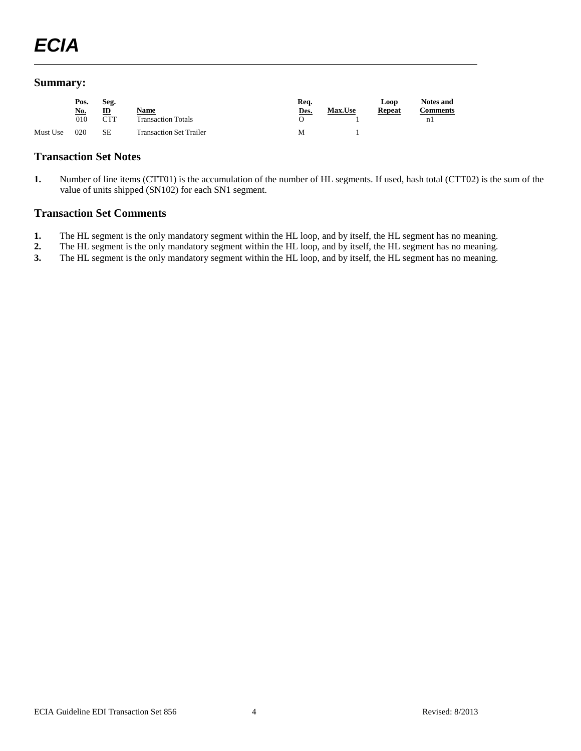## Summary:

| | Pos. No. | Seg. ID | Name | Req. Des. | Max.Use | Loop Repeat | Notes and Comments |
|---|---|---|---|---|---|---|---|
| | 010 | CTT | Transaction Totals | O | 1 | | n1 |
| Must Use | 020 | SE | Transaction Set Trailer | M | 1 | | |

## Transaction Set Notes

1. Number of line items (CTT01) is the accumulation of the number of HL segments. If used, hash total (CTT02) is the sum of the value of units shipped (SN102) for each SN1 segment.

## Transaction Set Comments

1. The HL segment is the only mandatory segment within the HL loop, and by itself, the HL segment has no meaning.
2. The HL segment is the only mandatory segment within the HL loop, and by itself, the HL segment has no meaning.
3. The HL segment is the only mandatory segment within the HL loop, and by itself, the HL segment has no meaning.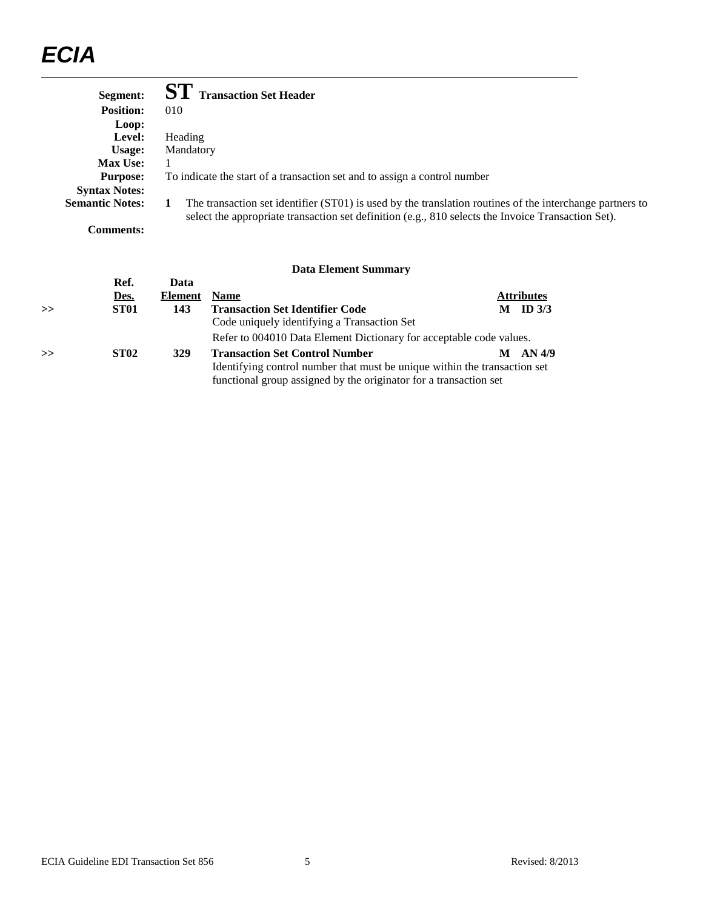# ECIA

**Segment:** **ST** **Transaction Set Header**
**Position:** 010
**Loop:**
**Level:** Heading
**Usage:** Mandatory
**Max Use:** 1
**Purpose:** To indicate the start of a transaction set and to assign a control number
**Syntax Notes:**
**Semantic Notes:** **1** The transaction set identifier (ST01) is used by the translation routines of the interchange partners to select the appropriate transaction set definition (e.g., 810 selects the Invoice Transaction Set).
**Comments:**

### Data Element Summary

| | Ref. Des. | Data Element | Name | Attributes |
|---|---|---|---|---|
| >> | **ST01** | **143** | **Transaction Set Identifier Code**<br>Code uniquely identifying a Transaction Set<br>Refer to 004010 Data Element Dictionary for acceptable code values. | **M ID 3/3** |
| >> | **ST02** | **329** | **Transaction Set Control Number**<br>Identifying control number that must be unique within the transaction set functional group assigned by the originator for a transaction set | **M AN 4/9** |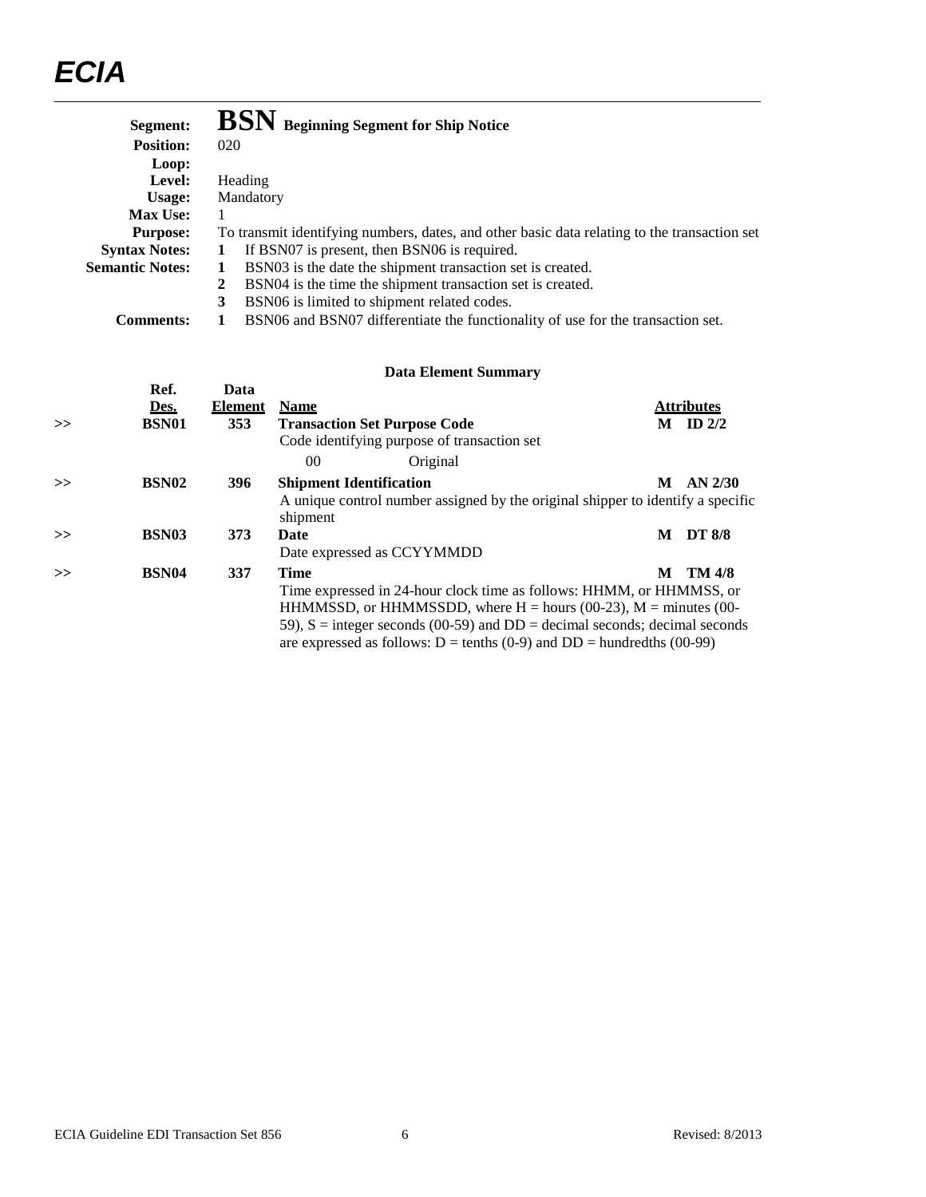**Segment:** **BSN** **Beginning Segment for Ship Notice**
**Position:** 020
**Loop:**
**Level:** Heading
**Usage:** Mandatory
**Max Use:** 1
**Purpose:** To transmit identifying numbers, dates, and other basic data relating to the transaction set
**Syntax Notes:**
1. If BSN07 is present, then BSN06 is required.

**Semantic Notes:**
1. BSN03 is the date the shipment transaction set is created.
2. BSN04 is the time the shipment transaction set is created.
3. BSN06 is limited to shipment related codes.

**Comments:**
1. BSN06 and BSN07 differentiate the functionality of use for the transaction set.

**Data Element Summary**

| | Ref. Des. | Data Element | Name | Attributes |
|---|---|---|---|---|
| >> | **BSN01** | **353** | **Transaction Set Purpose Code**<br>Code identifying purpose of transaction set<br>00 Original | **M ID 2/2** |
| >> | **BSN02** | **396** | **Shipment Identification**<br>A unique control number assigned by the original shipper to identify a specific shipment | **M AN 2/30** |
| >> | **BSN03** | **373** | **Date**<br>Date expressed as CCYYMMDD | **M DT 8/8** |
| >> | **BSN04** | **337** | **Time**<br>Time expressed in 24-hour clock time as follows: HHMM, or HHMMSS, or HHMMSSD, or HHMMSSDD, where H = hours (00-23), M = minutes (00-59), S = integer seconds (00-59) and DD = decimal seconds; decimal seconds are expressed as follows: D = tenths (0-9) and DD = hundredths (00-99) | **M TM 4/8** |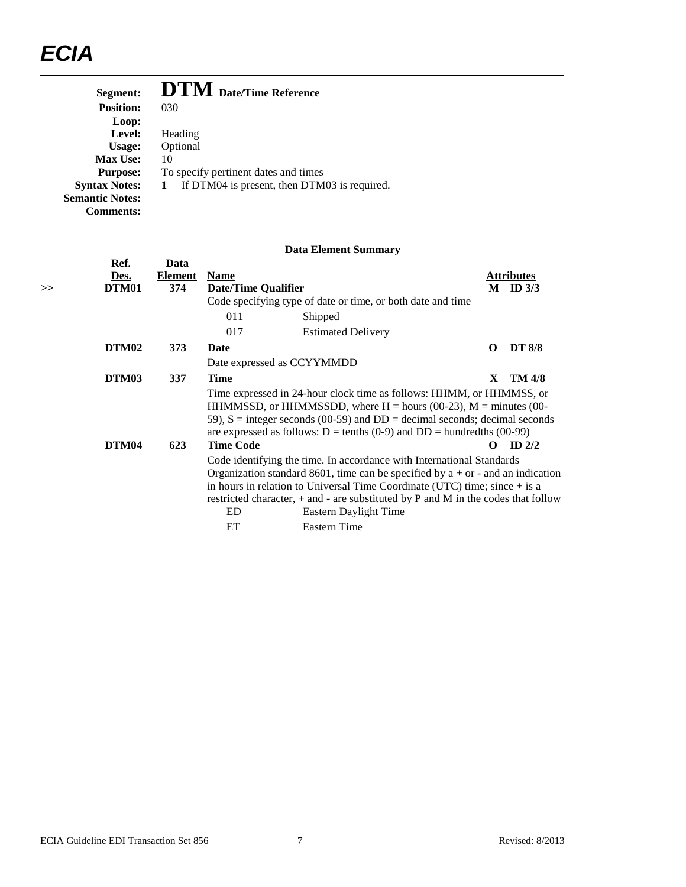# ECIA

| | |
|---|---|
| **Segment:** | **DTM** **Date/Time Reference** |
| **Position:** | 030 |
| **Loop:** | |
| **Level:** | Heading |
| **Usage:** | Optional |
| **Max Use:** | 10 |
| **Purpose:** | To specify pertinent dates and times |
| **Syntax Notes:** | **1** If DTM04 is present, then DTM03 is required. |
| **Semantic Notes:** | |
| **Comments:** | |

**Data Element Summary**

| | Ref. Des. | Data Element | Name | | Attributes | |
|---|---|---|---|---|---|---|
| >> | **DTM01** | **374** | **Date/Time Qualifier** | | **M** | **ID 3/3** |
| | | | Code specifying type of date or time, or both date and time | | | |
| | | | 011 | Shipped | | |
| | | | 017 | Estimated Delivery | | |
| | **DTM02** | **373** | **Date** | | **O** | **DT 8/8** |
| | | | Date expressed as CCYYMMDD | | | |
| | **DTM03** | **337** | **Time** | | **X** | **TM 4/8** |
| | | | Time expressed in 24-hour clock time as follows: HHMM, or HHMMSS, or HHMMSSD, or HHMMSSDD, where H = hours (00-23), M = minutes (00-59), S = integer seconds (00-59) and DD = decimal seconds; decimal seconds are expressed as follows: D = tenths (0-9) and DD = hundredths (00-99) | | | |
| | **DTM04** | **623** | **Time Code** | | **O** | **ID 2/2** |
| | | | Code identifying the time. In accordance with International Standards Organization standard 8601, time can be specified by a + or - and an indication in hours in relation to Universal Time Coordinate (UTC) time; since + is a restricted character, + and - are substituted by P and M in the codes that follow | | | |
| | | | ED | Eastern Daylight Time | | |
| | | | ET | Eastern Time | | |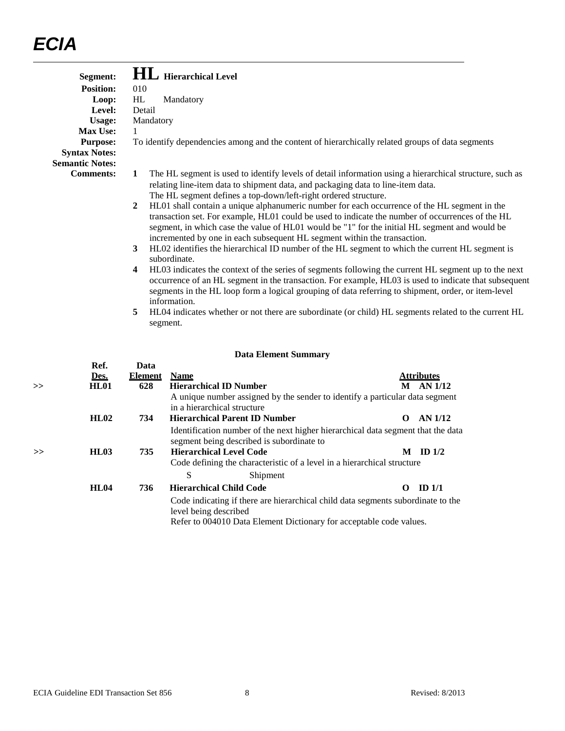**Segment:** **HL** Hierarchical Level
**Position:** 010
**Loop:** HL Mandatory
**Level:** Detail
**Usage:** Mandatory
**Max Use:** 1
**Purpose:** To identify dependencies among and the content of hierarchically related groups of data segments
**Syntax Notes:**
**Semantic Notes:**
**Comments:**

1. The HL segment is used to identify levels of detail information using a hierarchical structure, such as relating line-item data to shipment data, and packaging data to line-item data. The HL segment defines a top-down/left-right ordered structure.
2. HL01 shall contain a unique alphanumeric number for each occurrence of the HL segment in the transaction set. For example, HL01 could be used to indicate the number of occurrences of the HL segment, in which case the value of HL01 would be "1" for the initial HL segment and would be incremented by one in each subsequent HL segment within the transaction.
3. HL02 identifies the hierarchical ID number of the HL segment to which the current HL segment is subordinate.
4. HL03 indicates the context of the series of segments following the current HL segment up to the next occurrence of an HL segment in the transaction. For example, HL03 is used to indicate that subsequent segments in the HL loop form a logical grouping of data referring to shipment, order, or item-level information.
5. HL04 indicates whether or not there are subordinate (or child) HL segments related to the current HL segment.

### Data Element Summary

| | Ref. Des. | Data Element | Name | Attributes |
|---|---|---|---|---|
| >> | **HL01** | **628** | **Hierarchical ID Number**<br>A unique number assigned by the sender to identify a particular data segment in a hierarchical structure | **M AN 1/12** |
| | **HL02** | **734** | **Hierarchical Parent ID Number**<br>Identification number of the next higher hierarchical data segment that the data segment being described is subordinate to | **O AN 1/12** |
| >> | **HL03** | **735** | **Hierarchical Level Code**<br>Code defining the characteristic of a level in a hierarchical structure<br>S Shipment | **M ID 1/2** |
| | **HL04** | **736** | **Hierarchical Child Code**<br>Code indicating if there are hierarchical child data segments subordinate to the level being described<br>Refer to 004010 Data Element Dictionary for acceptable code values. | **O ID 1/1** |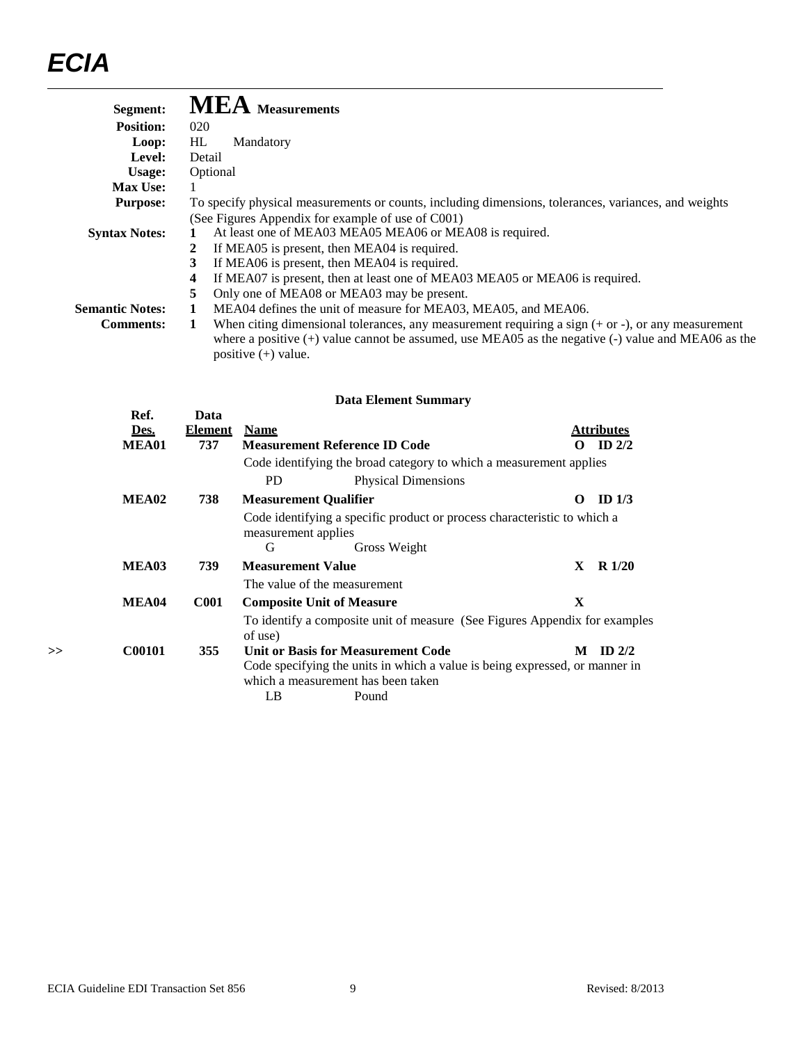**Segment:** **MEA** Measurements
**Position:** 020
**Loop:** HL Mandatory
**Level:** Detail
**Usage:** Optional
**Max Use:** 1
**Purpose:** To specify physical measurements or counts, including dimensions, tolerances, variances, and weights (See Figures Appendix for example of use of C001)
**Syntax Notes:**
1. At least one of MEA03 MEA05 MEA06 or MEA08 is required.
2. If MEA05 is present, then MEA04 is required.
3. If MEA06 is present, then MEA04 is required.
4. If MEA07 is present, then at least one of MEA03 MEA05 or MEA06 is required.
5. Only one of MEA08 or MEA03 may be present.

**Semantic Notes:**
1. MEA04 defines the unit of measure for MEA03, MEA05, and MEA06.

**Comments:**
1. When citing dimensional tolerances, any measurement requiring a sign (+ or -), or any measurement where a positive (+) value cannot be assumed, use MEA05 as the negative (-) value and MEA06 as the positive (+) value.

### Data Element Summary

| | Ref. Des. | Data Element | Name | Attributes |
|---|---|---|---|---|
| | **MEA01** | **737** | **Measurement Reference ID Code** | **O ID 2/2** |
| | | | Code identifying the broad category to which a measurement applies | |
| | | | PD Physical Dimensions | |
| | **MEA02** | **738** | **Measurement Qualifier** | **O ID 1/3** |
| | | | Code identifying a specific product or process characteristic to which a measurement applies | |
| | | | G Gross Weight | |
| | **MEA03** | **739** | **Measurement Value** | **X R 1/20** |
| | | | The value of the measurement | |
| | **MEA04** | **C001** | **Composite Unit of Measure** | **X** |
| | | | To identify a composite unit of measure (See Figures Appendix for examples of use) | |
| >> | **C00101** | **355** | **Unit or Basis for Measurement Code** | **M ID 2/2** |
| | | | Code specifying the units in which a value is being expressed, or manner in which a measurement has been taken | |
| | | | LB Pound | |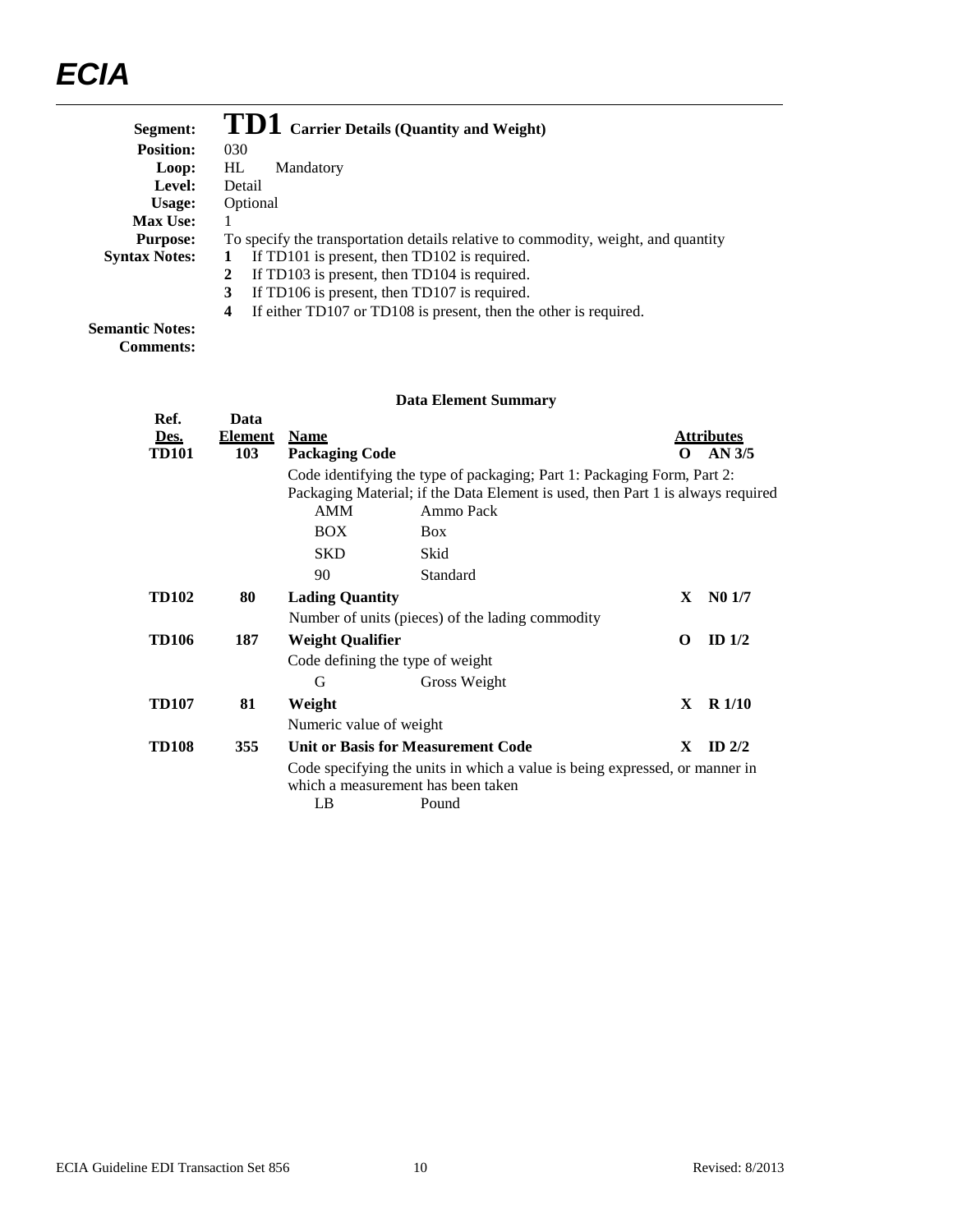# ECIA

## Segment: TD1 Carrier Details (Quantity and Weight)

**Position:** 030
**Loop:** HL Mandatory
**Level:** Detail
**Usage:** Optional
**Max Use:** 1
**Purpose:** To specify the transportation details relative to commodity, weight, and quantity
**Syntax Notes:**

1. If TD101 is present, then TD102 is required.
2. If TD103 is present, then TD104 is required.
3. If TD106 is present, then TD107 is required.
4. If either TD107 or TD108 is present, then the other is required.

**Semantic Notes:**
**Comments:**

### Data Element Summary

| Ref. Des. | Data Element | Name | | Attributes |
|---|---|---|---|---|
| **TD101** | **103** | **Packaging Code** | **O** | **AN 3/5** |
| | | Code identifying the type of packaging; Part 1: Packaging Form, Part 2: Packaging Material; if the Data Element is used, then Part 1 is always required | | |
| | | AMM — Ammo Pack | | |
| | | BOX — Box | | |
| | | SKD — Skid | | |
| | | 90 — Standard | | |
| **TD102** | **80** | **Lading Quantity** | **X** | **N0 1/7** |
| | | Number of units (pieces) of the lading commodity | | |
| **TD106** | **187** | **Weight Qualifier** | **O** | **ID 1/2** |
| | | Code defining the type of weight | | |
| | | G — Gross Weight | | |
| **TD107** | **81** | **Weight** | **X** | **R 1/10** |
| | | Numeric value of weight | | |
| **TD108** | **355** | **Unit or Basis for Measurement Code** | **X** | **ID 2/2** |
| | | Code specifying the units in which a value is being expressed, or manner in which a measurement has been taken | | |
| | | LB — Pound | | |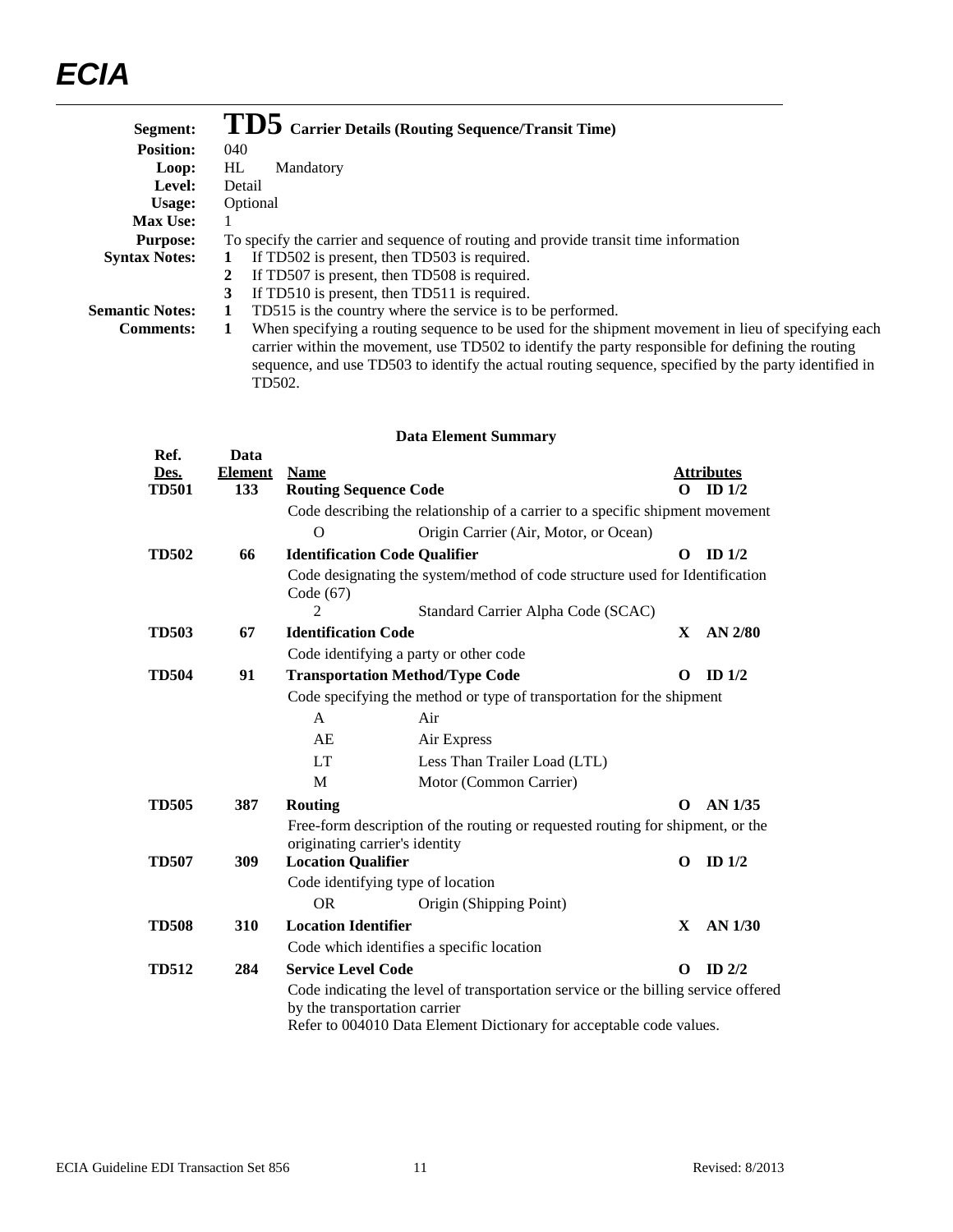# ECIA

**Segment:** **TD5** **Carrier Details (Routing Sequence/Transit Time)**
**Position:** 040
**Loop:** HL Mandatory
**Level:** Detail
**Usage:** Optional
**Max Use:** 1
**Purpose:** To specify the carrier and sequence of routing and provide transit time information
**Syntax Notes:**
1. If TD502 is present, then TD503 is required.
2. If TD507 is present, then TD508 is required.
3. If TD510 is present, then TD511 is required.

**Semantic Notes:**
1. TD515 is the country where the service is to be performed.

**Comments:**
1. When specifying a routing sequence to be used for the shipment movement in lieu of specifying each carrier within the movement, use TD502 to identify the party responsible for defining the routing sequence, and use TD503 to identify the actual routing sequence, specified by the party identified in TD502.

### Data Element Summary

| Ref. Des. | Data Element | Name | | Attributes |
|---|---|---|---|---|
| **TD501** | **133** | **Routing Sequence Code** | **O** | **ID 1/2** |
| | | Code describing the relationship of a carrier to a specific shipment movement | | |
| | | O — Origin Carrier (Air, Motor, or Ocean) | | |
| **TD502** | **66** | **Identification Code Qualifier** | **O** | **ID 1/2** |
| | | Code designating the system/method of code structure used for Identification Code (67) | | |
| | | 2 — Standard Carrier Alpha Code (SCAC) | | |
| **TD503** | **67** | **Identification Code** | **X** | **AN 2/80** |
| | | Code identifying a party or other code | | |
| **TD504** | **91** | **Transportation Method/Type Code** | **O** | **ID 1/2** |
| | | Code specifying the method or type of transportation for the shipment | | |
| | | A — Air | | |
| | | AE — Air Express | | |
| | | LT — Less Than Trailer Load (LTL) | | |
| | | M — Motor (Common Carrier) | | |
| **TD505** | **387** | **Routing** | **O** | **AN 1/35** |
| | | Free-form description of the routing or requested routing for shipment, or the originating carrier's identity | | |
| **TD507** | **309** | **Location Qualifier** | **O** | **ID 1/2** |
| | | Code identifying type of location | | |
| | | OR — Origin (Shipping Point) | | |
| **TD508** | **310** | **Location Identifier** | **X** | **AN 1/30** |
| | | Code which identifies a specific location | | |
| **TD512** | **284** | **Service Level Code** | **O** | **ID 2/2** |
| | | Code indicating the level of transportation service or the billing service offered by the transportation carrier<br>Refer to 004010 Data Element Dictionary for acceptable code values. | | |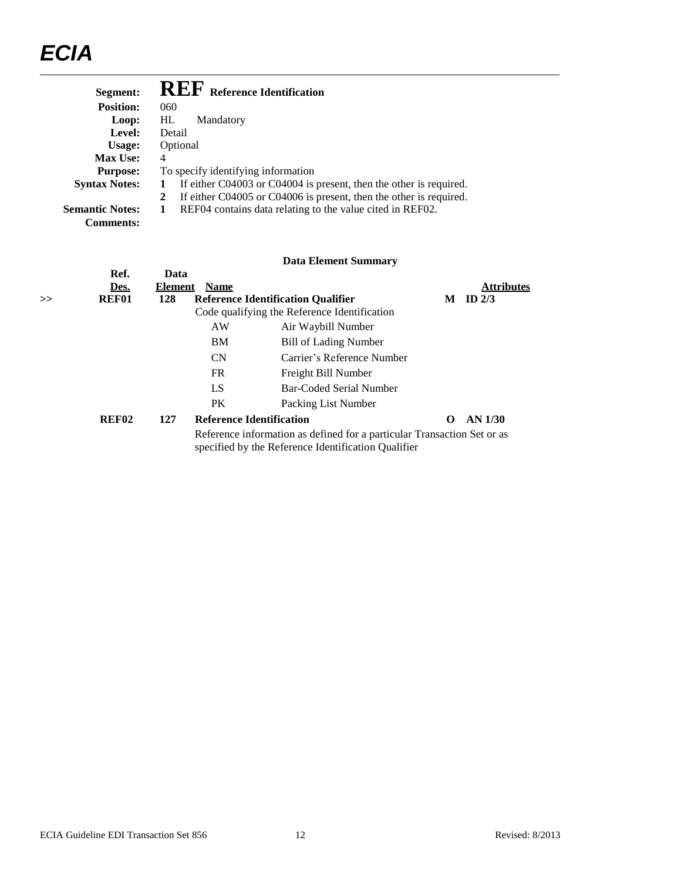**Segment:** **REF** **Reference Identification**

**Position:** 060

**Loop:** HL Mandatory

**Level:** Detail

**Usage:** Optional

**Max Use:** 4

**Purpose:** To specify identifying information

**Syntax Notes:**
1. If either C04003 or C04004 is present, then the other is required.
2. If either C04005 or C04006 is present, then the other is required.

**Semantic Notes:**
1. REF04 contains data relating to the value cited in REF02.

**Comments:**

**Data Element Summary**

| | Ref. Des. | Data Element | Name | | Attributes |
|---|---|---|---|---|---|
| >> | **REF01** | **128** | **Reference Identification Qualifier** | **M** | **ID 2/3** |
| | | | Code qualifying the Reference Identification | | |
| | | | AW Air Waybill Number | | |
| | | | BM Bill of Lading Number | | |
| | | | CN Carrier's Reference Number | | |
| | | | FR Freight Bill Number | | |
| | | | LS Bar-Coded Serial Number | | |
| | | | PK Packing List Number | | |
| | **REF02** | **127** | **Reference Identification** | **O** | **AN 1/30** |
| | | | Reference information as defined for a particular Transaction Set or as specified by the Reference Identification Qualifier | | |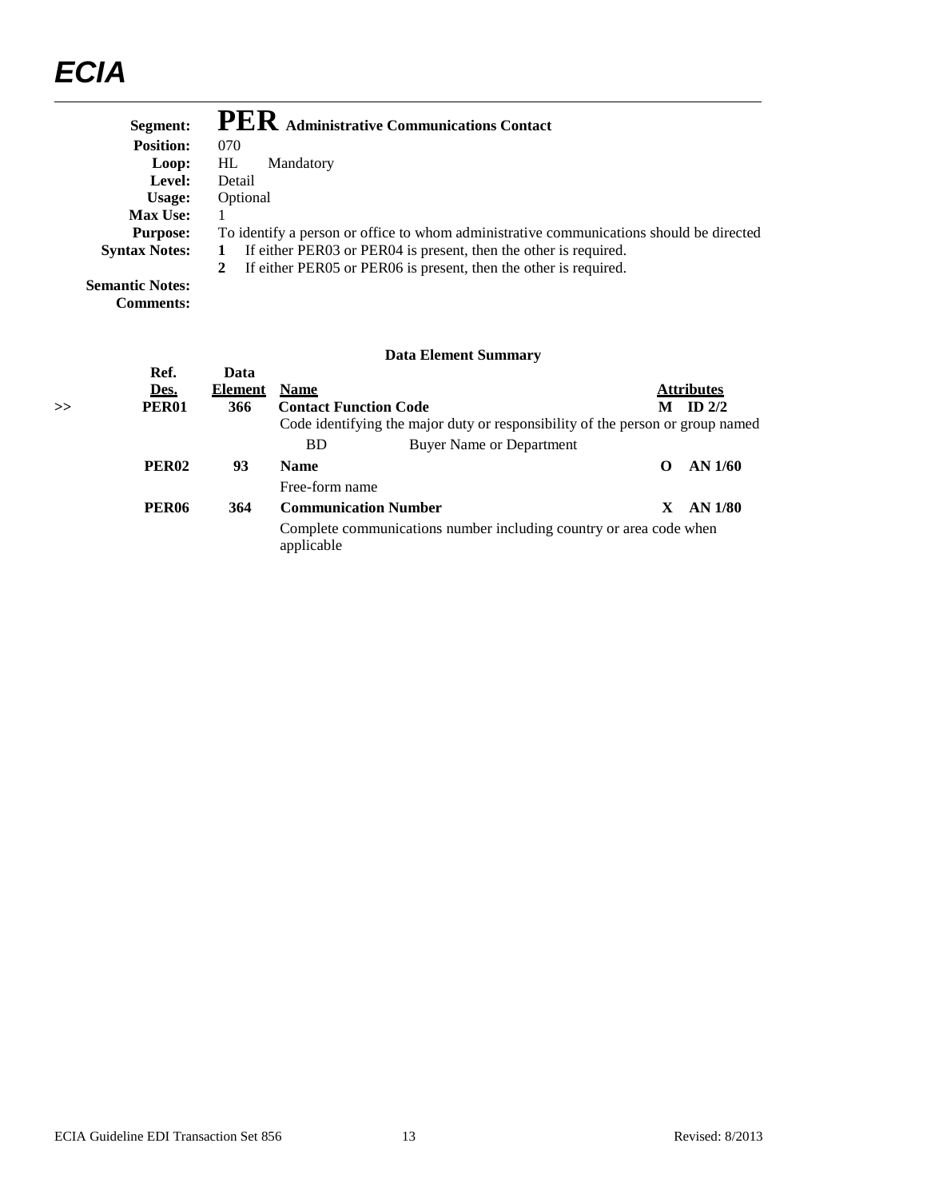**Segment:** **PER** **Administrative Communications Contact**
**Position:** 070
**Loop:** HL Mandatory
**Level:** Detail
**Usage:** Optional
**Max Use:** 1
**Purpose:** To identify a person or office to whom administrative communications should be directed
**Syntax Notes:**
1. If either PER03 or PER04 is present, then the other is required.
2. If either PER05 or PER06 is present, then the other is required.

**Semantic Notes:**
**Comments:**

### Data Element Summary

| | Ref. Des. | Data Element | Name | Attributes |
|---|---|---|---|---|
| >> | **PER01** | **366** | **Contact Function Code**<br>Code identifying the major duty or responsibility of the person or group named<br>BD Buyer Name or Department | **M ID 2/2** |
| | **PER02** | **93** | **Name**<br>Free-form name | **O AN 1/60** |
| | **PER06** | **364** | **Communication Number**<br>Complete communications number including country or area code when applicable | **X AN 1/80** |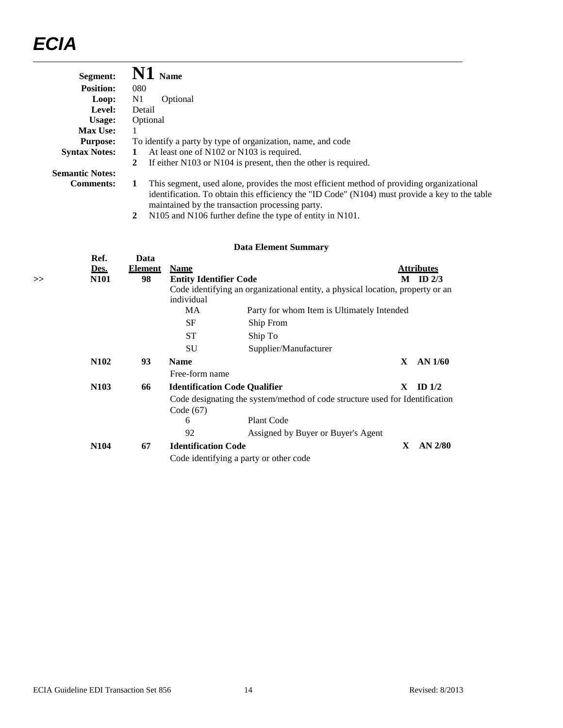**Segment:** **N1** **Name**

**Position:** 080

**Loop:** N1 Optional

**Level:** Detail

**Usage:** Optional

**Max Use:** 1

**Purpose:** To identify a party by type of organization, name, and code

**Syntax Notes:**
1. At least one of N102 or N103 is required.
2. If either N103 or N104 is present, then the other is required.

**Semantic Notes:**

**Comments:**
1. This segment, used alone, provides the most efficient method of providing organizational identification. To obtain this efficiency the "ID Code" (N104) must provide a key to the table maintained by the transaction processing party.
2. N105 and N106 further define the type of entity in N101.

### Data Element Summary

| | Ref. Des. | Data Element | Name | | Attributes |
|---|---|---|---|---|---|
| >> | **N101** | **98** | **Entity Identifier Code** | | **M ID 2/3** |
| | | | Code identifying an organizational entity, a physical location, property or an individual | | |
| | | | MA | Party for whom Item is Ultimately Intended | |
| | | | SF | Ship From | |
| | | | ST | Ship To | |
| | | | SU | Supplier/Manufacturer | |
| | **N102** | **93** | **Name** | | **X AN 1/60** |
| | | | Free-form name | | |
| | **N103** | **66** | **Identification Code Qualifier** | | **X ID 1/2** |
| | | | Code designating the system/method of code structure used for Identification Code (67) | | |
| | | | 6 | Plant Code | |
| | | | 92 | Assigned by Buyer or Buyer's Agent | |
| | **N104** | **67** | **Identification Code** | | **X AN 2/80** |
| | | | Code identifying a party or other code | | |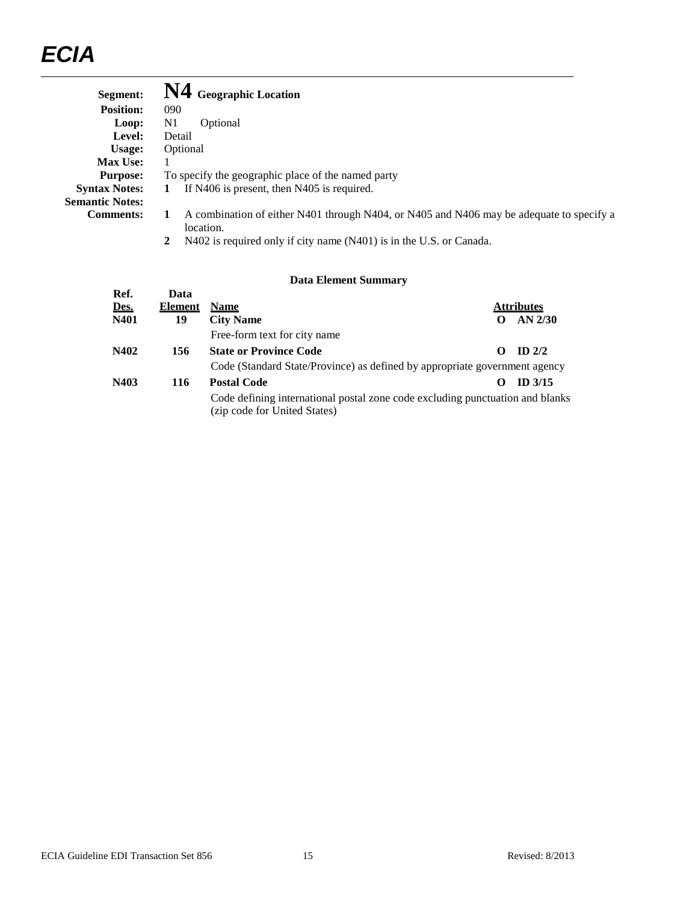# ECIA

**Segment:** **N4** **Geographic Location**
**Position:** 090
**Loop:** N1 Optional
**Level:** Detail
**Usage:** Optional
**Max Use:** 1
**Purpose:** To specify the geographic place of the named party
**Syntax Notes:** **1** If N406 is present, then N405 is required.
**Semantic Notes:**
**Comments:**
**1** A combination of either N401 through N404, or N405 and N406 may be adequate to specify a location.
**2** N402 is required only if city name (N401) is in the U.S. or Canada.

**Data Element Summary**

| Ref. Des. | Data Element | Name | | Attributes |
|---|---|---|---|---|
| **N401** | **19** | **City Name** | **O** | **AN 2/30** |
| | | Free-form text for city name | | |
| **N402** | **156** | **State or Province Code** | **O** | **ID 2/2** |
| | | Code (Standard State/Province) as defined by appropriate government agency | | |
| **N403** | **116** | **Postal Code** | **O** | **ID 3/15** |
| | | Code defining international postal zone code excluding punctuation and blanks (zip code for United States) | | |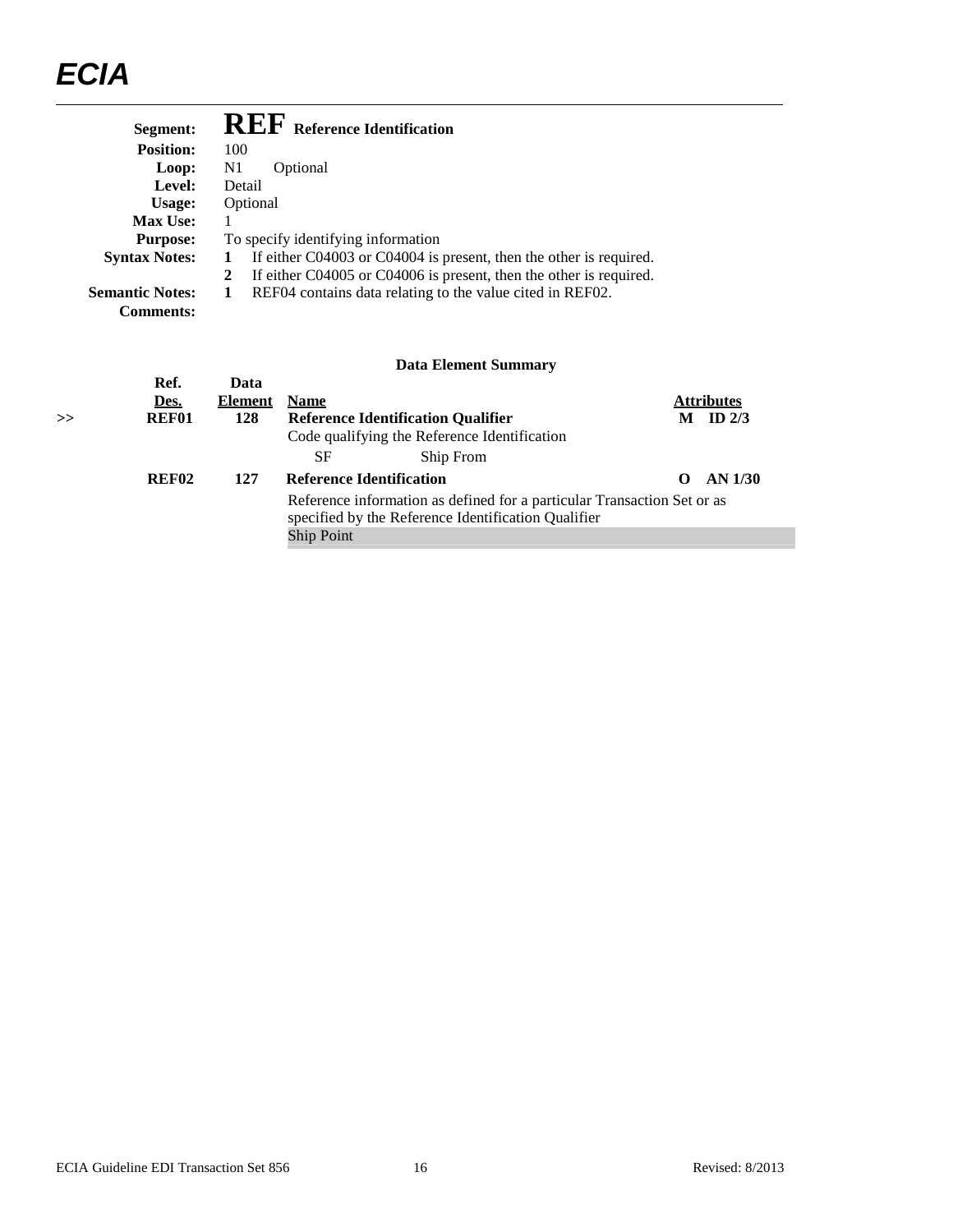**Segment:** **REF** **Reference Identification**

**Position:** 100

**Loop:** N1 Optional

**Level:** Detail

**Usage:** Optional

**Max Use:** 1

**Purpose:** To specify identifying information

**Syntax Notes:**
1. If either C04003 or C04004 is present, then the other is required.
2. If either C04005 or C04006 is present, then the other is required.

**Semantic Notes:**
1. REF04 contains data relating to the value cited in REF02.

**Comments:**

**Data Element Summary**

| | Ref. Des. | Data Element | Name | Attributes |
|---|---|---|---|---|
| >> | **REF01** | **128** | **Reference Identification Qualifier**<br>Code qualifying the Reference Identification<br>SF Ship From | **M ID 2/3** |
| | **REF02** | **127** | **Reference Identification**<br>Reference information as defined for a particular Transaction Set or as specified by the Reference Identification Qualifier<br>Ship Point | **O AN 1/30** |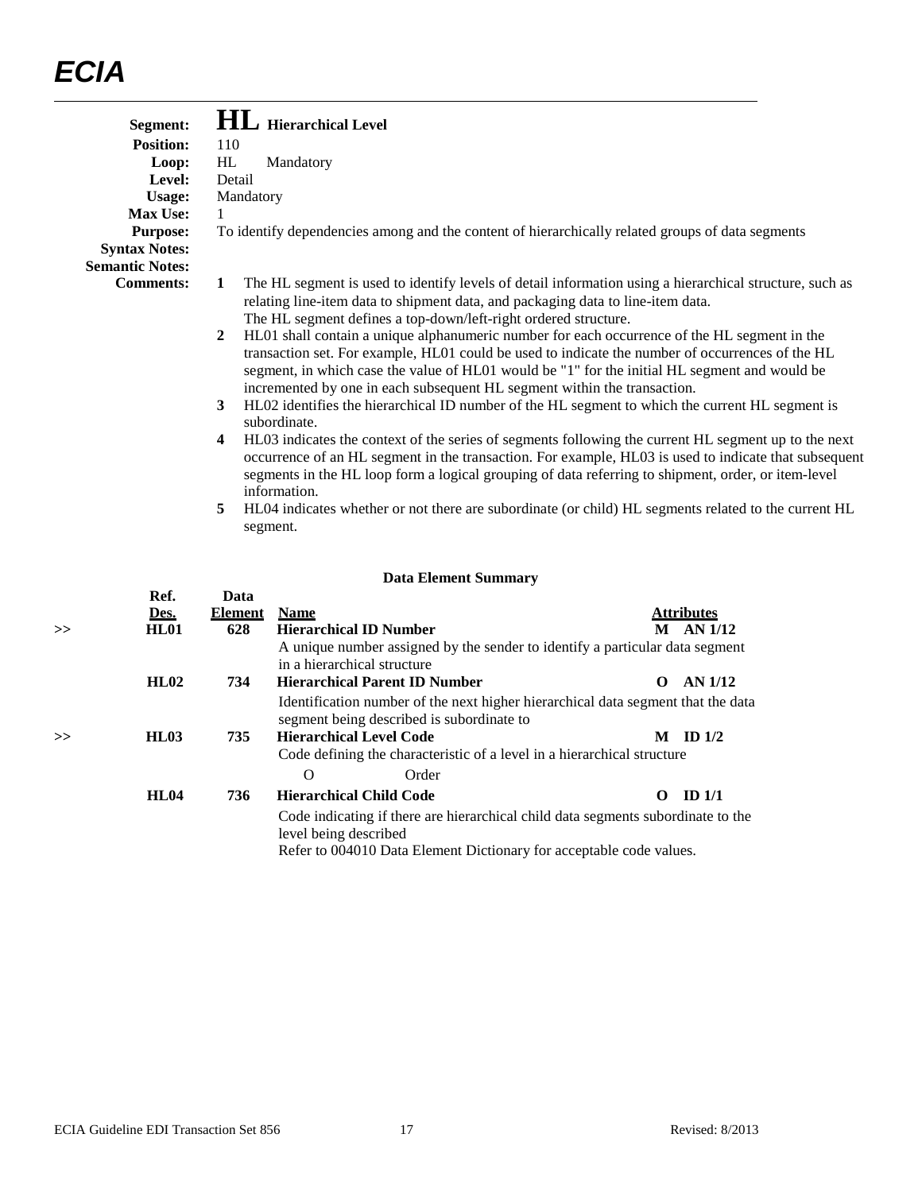# Segment: HL Hierarchical Level

**Position:** 110
**Loop:** HL Mandatory
**Level:** Detail
**Usage:** Mandatory
**Max Use:** 1
**Purpose:** To identify dependencies among and the content of hierarchically related groups of data segments
**Syntax Notes:**
**Semantic Notes:**
**Comments:**

1. The HL segment is used to identify levels of detail information using a hierarchical structure, such as relating line-item data to shipment data, and packaging data to line-item data. The HL segment defines a top-down/left-right ordered structure.
2. HL01 shall contain a unique alphanumeric number for each occurrence of the HL segment in the transaction set. For example, HL01 could be used to indicate the number of occurrences of the HL segment, in which case the value of HL01 would be "1" for the initial HL segment and would be incremented by one in each subsequent HL segment within the transaction.
3. HL02 identifies the hierarchical ID number of the HL segment to which the current HL segment is subordinate.
4. HL03 indicates the context of the series of segments following the current HL segment up to the next occurrence of an HL segment in the transaction. For example, HL03 is used to indicate that subsequent segments in the HL loop form a logical grouping of data referring to shipment, order, or item-level information.
5. HL04 indicates whether or not there are subordinate (or child) HL segments related to the current HL segment.

## Data Element Summary

| | Ref. Des. | Data Element | Name | Attributes |
|---|---|---|---|---|
| >> | **HL01** | **628** | **Hierarchical ID Number**<br>A unique number assigned by the sender to identify a particular data segment in a hierarchical structure | **M AN 1/12** |
| | **HL02** | **734** | **Hierarchical Parent ID Number**<br>Identification number of the next higher hierarchical data segment that the data segment being described is subordinate to | **O AN 1/12** |
| >> | **HL03** | **735** | **Hierarchical Level Code**<br>Code defining the characteristic of a level in a hierarchical structure<br>O Order | **M ID 1/2** |
| | **HL04** | **736** | **Hierarchical Child Code**<br>Code indicating if there are hierarchical child data segments subordinate to the level being described<br>Refer to 004010 Data Element Dictionary for acceptable code values. | **O ID 1/1** |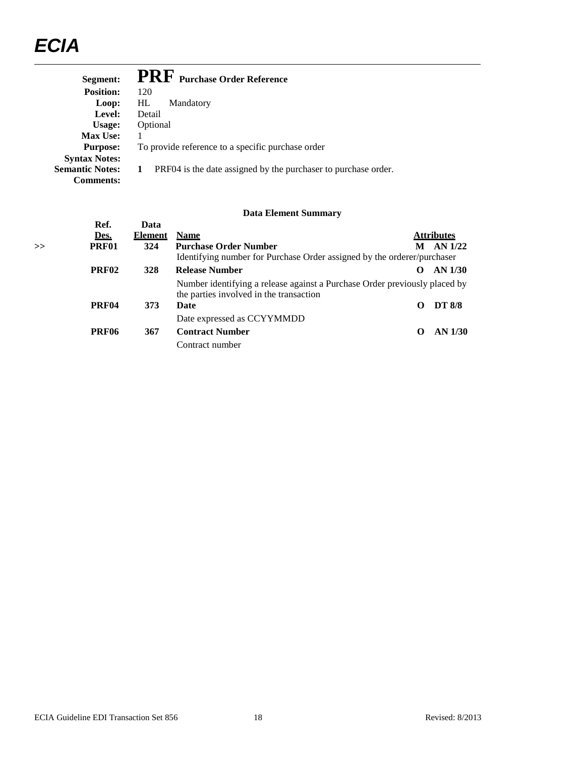**Segment:** **PRF** Purchase Order Reference
**Position:** 120
**Loop:** HL Mandatory
**Level:** Detail
**Usage:** Optional
**Max Use:** 1
**Purpose:** To provide reference to a specific purchase order
**Syntax Notes:**
**Semantic Notes:** **1** PRF04 is the date assigned by the purchaser to purchase order.
**Comments:**

**Data Element Summary**

| | Ref. Des. | Data Element | Name | | Attributes |
|---|---|---|---|---|---|
| >> | **PRF01** | **324** | **Purchase Order Number**<br>Identifying number for Purchase Order assigned by the orderer/purchaser | **M** | **AN 1/22** |
| | **PRF02** | **328** | **Release Number**<br>Number identifying a release against a Purchase Order previously placed by the parties involved in the transaction | **O** | **AN 1/30** |
| | **PRF04** | **373** | **Date**<br>Date expressed as CCYYMMDD | **O** | **DT 8/8** |
| | **PRF06** | **367** | **Contract Number**<br>Contract number | **O** | **AN 1/30** |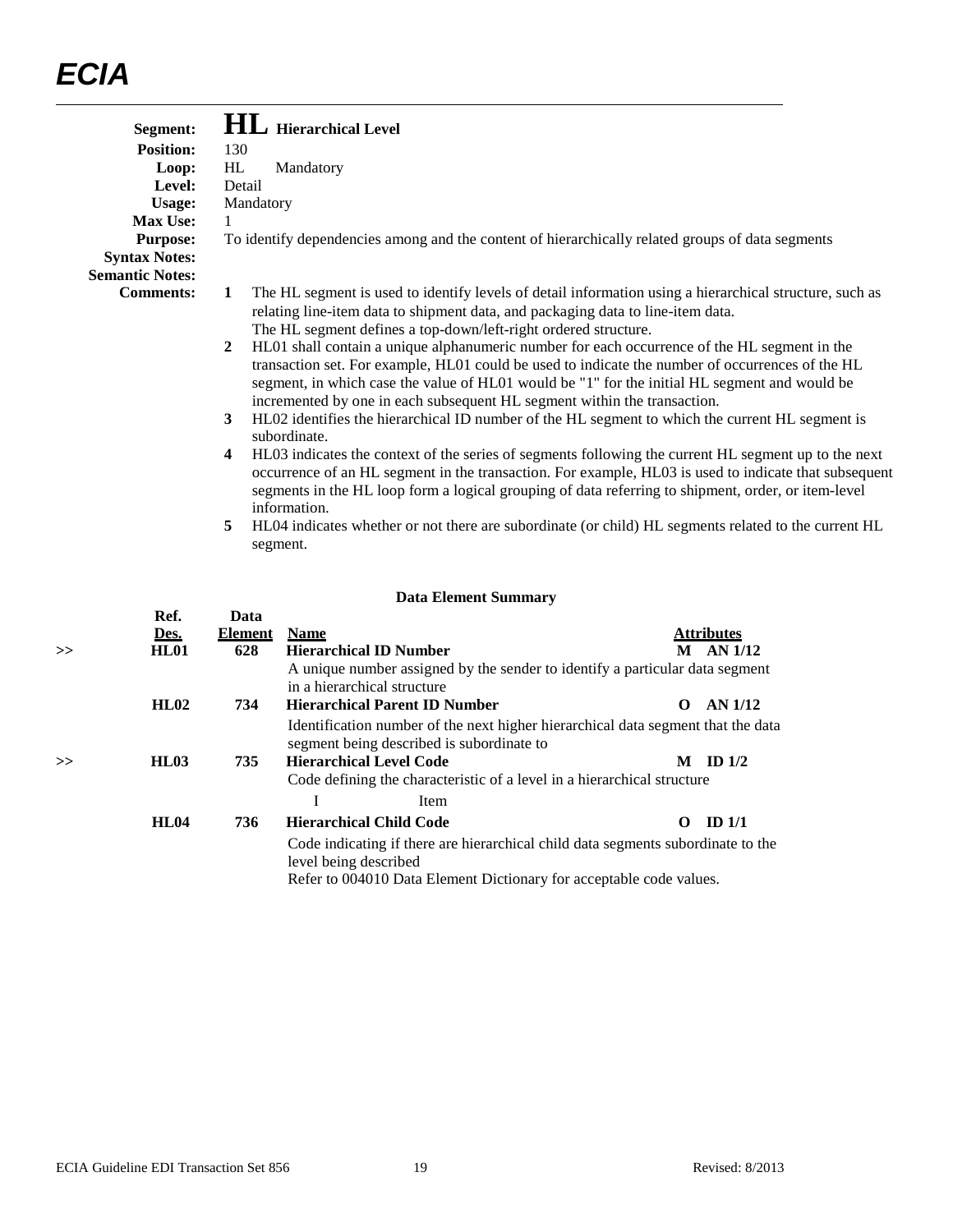# ECIA

**Segment:** **HL** **Hierarchical Level**
**Position:** 130
**Loop:** HL Mandatory
**Level:** Detail
**Usage:** Mandatory
**Max Use:** 1
**Purpose:** To identify dependencies among and the content of hierarchically related groups of data segments
**Syntax Notes:**
**Semantic Notes:**
**Comments:**

1. The HL segment is used to identify levels of detail information using a hierarchical structure, such as relating line-item data to shipment data, and packaging data to line-item data. The HL segment defines a top-down/left-right ordered structure.
2. HL01 shall contain a unique alphanumeric number for each occurrence of the HL segment in the transaction set. For example, HL01 could be used to indicate the number of occurrences of the HL segment, in which case the value of HL01 would be "1" for the initial HL segment and would be incremented by one in each subsequent HL segment within the transaction.
3. HL02 identifies the hierarchical ID number of the HL segment to which the current HL segment is subordinate.
4. HL03 indicates the context of the series of segments following the current HL segment up to the next occurrence of an HL segment in the transaction. For example, HL03 is used to indicate that subsequent segments in the HL loop form a logical grouping of data referring to shipment, order, or item-level information.
5. HL04 indicates whether or not there are subordinate (or child) HL segments related to the current HL segment.

### Data Element Summary

| | Ref. Des. | Data Element | Name | Attributes |
|---|---|---|---|---|
| >> | **HL01** | **628** | **Hierarchical ID Number**<br>A unique number assigned by the sender to identify a particular data segment in a hierarchical structure | **M AN 1/12** |
| | **HL02** | **734** | **Hierarchical Parent ID Number**<br>Identification number of the next higher hierarchical data segment that the data segment being described is subordinate to | **O AN 1/12** |
| >> | **HL03** | **735** | **Hierarchical Level Code**<br>Code defining the characteristic of a level in a hierarchical structure<br>I Item | **M ID 1/2** |
| | **HL04** | **736** | **Hierarchical Child Code**<br>Code indicating if there are hierarchical child data segments subordinate to the level being described<br>Refer to 004010 Data Element Dictionary for acceptable code values. | **O ID 1/1** |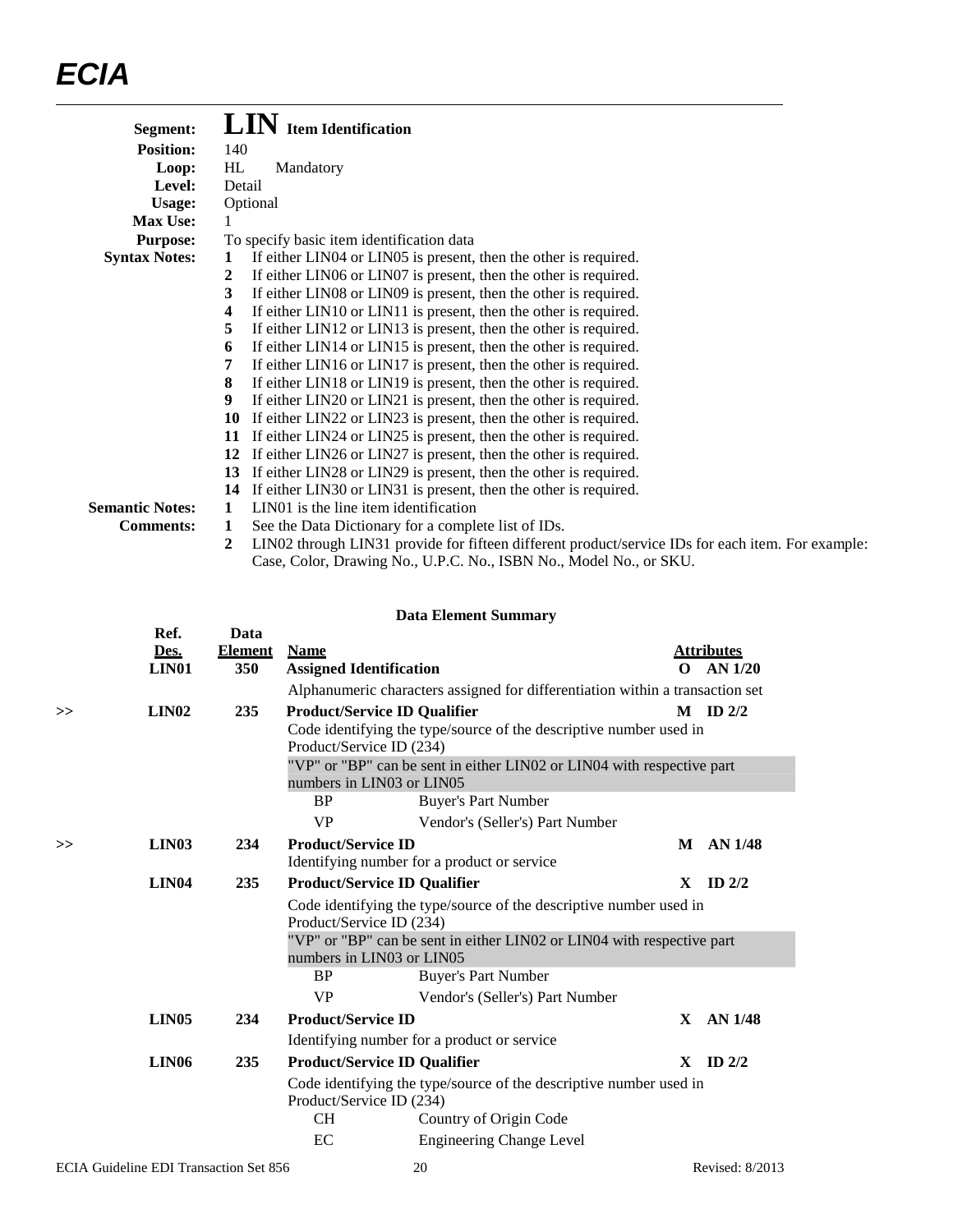# ECIA

| | |
|---|---|
| **Segment:** | **LIN** **Item Identification** |
| **Position:** | 140 |
| **Loop:** | HL Mandatory |
| **Level:** | Detail |
| **Usage:** | Optional |
| **Max Use:** | 1 |
| **Purpose:** | To specify basic item identification data |

**Syntax Notes:**

1. If either LIN04 or LIN05 is present, then the other is required.
2. If either LIN06 or LIN07 is present, then the other is required.
3. If either LIN08 or LIN09 is present, then the other is required.
4. If either LIN10 or LIN11 is present, then the other is required.
5. If either LIN12 or LIN13 is present, then the other is required.
6. If either LIN14 or LIN15 is present, then the other is required.
7. If either LIN16 or LIN17 is present, then the other is required.
8. If either LIN18 or LIN19 is present, then the other is required.
9. If either LIN20 or LIN21 is present, then the other is required.
10. If either LIN22 or LIN23 is present, then the other is required.
11. If either LIN24 or LIN25 is present, then the other is required.
12. If either LIN26 or LIN27 is present, then the other is required.
13. If either LIN28 or LIN29 is present, then the other is required.
14. If either LIN30 or LIN31 is present, then the other is required.

**Semantic Notes:**

1. LIN01 is the line item identification

**Comments:**

1. See the Data Dictionary for a complete list of IDs.
2. LIN02 through LIN31 provide for fifteen different product/service IDs for each item. For example: Case, Color, Drawing No., U.P.C. No., ISBN No., Model No., or SKU.

### Data Element Summary

| | Ref. Des. | Data Element | Name | | Attributes |
|---|---|---|---|---|---|
| | **LIN01** | **350** | **Assigned Identification** | **O** | **AN 1/20** |
| | | | Alphanumeric characters assigned for differentiation within a transaction set | | |
| >> | **LIN02** | **235** | **Product/Service ID Qualifier** | **M** | **ID 2/2** |
| | | | Code identifying the type/source of the descriptive number used in Product/Service ID (234) | | |
| | | | "VP" or "BP" can be sent in either LIN02 or LIN04 with respective part numbers in LIN03 or LIN05 | | |
| | | | BP — Buyer's Part Number | | |
| | | | VP — Vendor's (Seller's) Part Number | | |
| >> | **LIN03** | **234** | **Product/Service ID** | **M** | **AN 1/48** |
| | | | Identifying number for a product or service | | |
| | **LIN04** | **235** | **Product/Service ID Qualifier** | **X** | **ID 2/2** |
| | | | Code identifying the type/source of the descriptive number used in Product/Service ID (234) | | |
| | | | "VP" or "BP" can be sent in either LIN02 or LIN04 with respective part numbers in LIN03 or LIN05 | | |
| | | | BP — Buyer's Part Number | | |
| | | | VP — Vendor's (Seller's) Part Number | | |
| | **LIN05** | **234** | **Product/Service ID** | **X** | **AN 1/48** |
| | | | Identifying number for a product or service | | |
| | **LIN06** | **235** | **Product/Service ID Qualifier** | **X** | **ID 2/2** |
| | | | Code identifying the type/source of the descriptive number used in Product/Service ID (234) | | |
| | | | CH — Country of Origin Code | | |
| | | | EC — Engineering Change Level | | |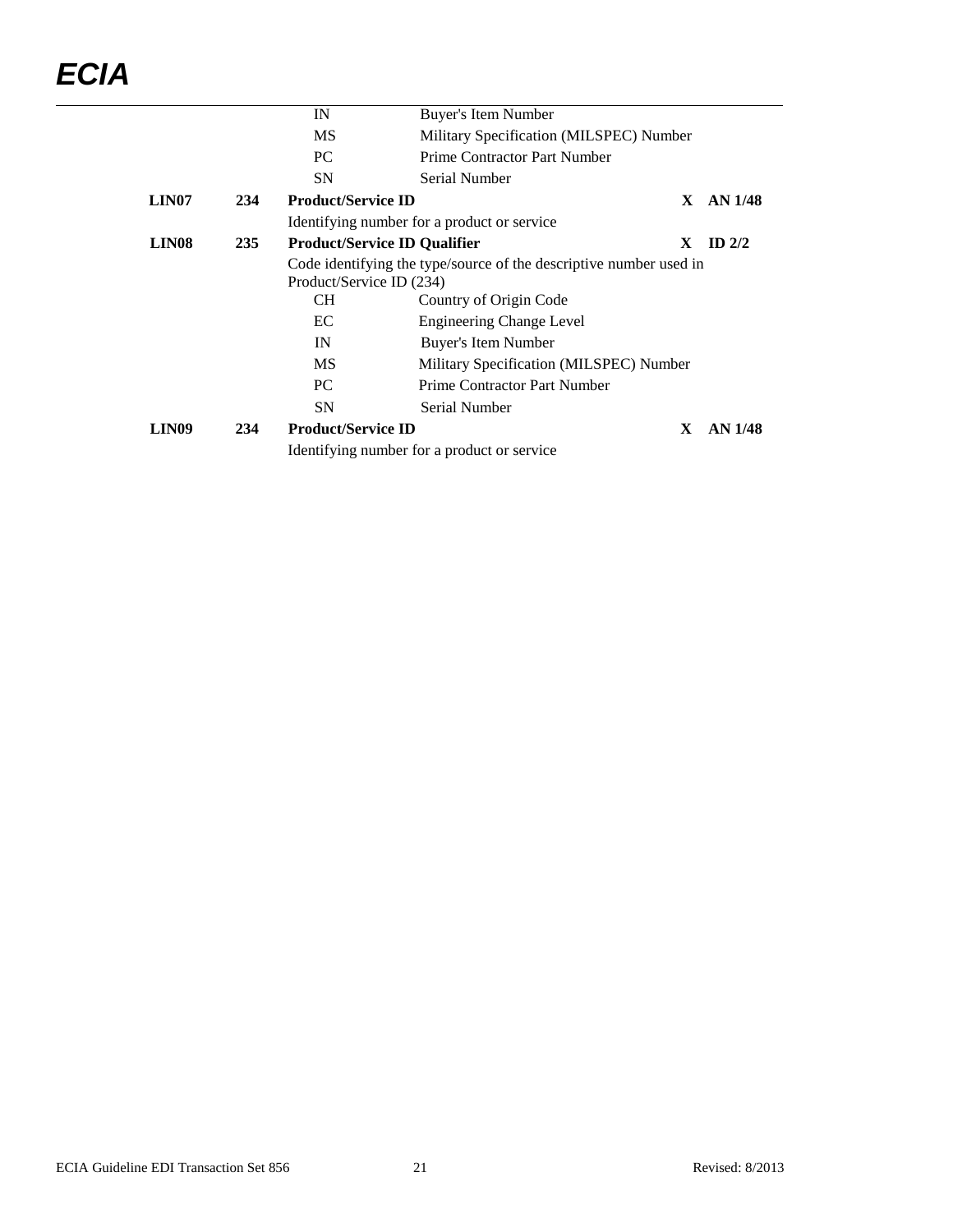| | | | | |
|---|---|---|---|---|
| | | IN Buyer's Item Number | | |
| | | MS Military Specification (MILSPEC) Number | | |
| | | PC Prime Contractor Part Number | | |
| | | SN Serial Number | | |
| **LIN07** | **234** | **Product/Service ID** | **X** | **AN 1/48** |
| | | Identifying number for a product or service | | |
| **LIN08** | **235** | **Product/Service ID Qualifier** | **X** | **ID 2/2** |
| | | Code identifying the type/source of the descriptive number used in Product/Service ID (234) | | |
| | | CH Country of Origin Code | | |
| | | EC Engineering Change Level | | |
| | | IN Buyer's Item Number | | |
| | | MS Military Specification (MILSPEC) Number | | |
| | | PC Prime Contractor Part Number | | |
| | | SN Serial Number | | |
| **LIN09** | **234** | **Product/Service ID** | **X** | **AN 1/48** |
| | | Identifying number for a product or service | | |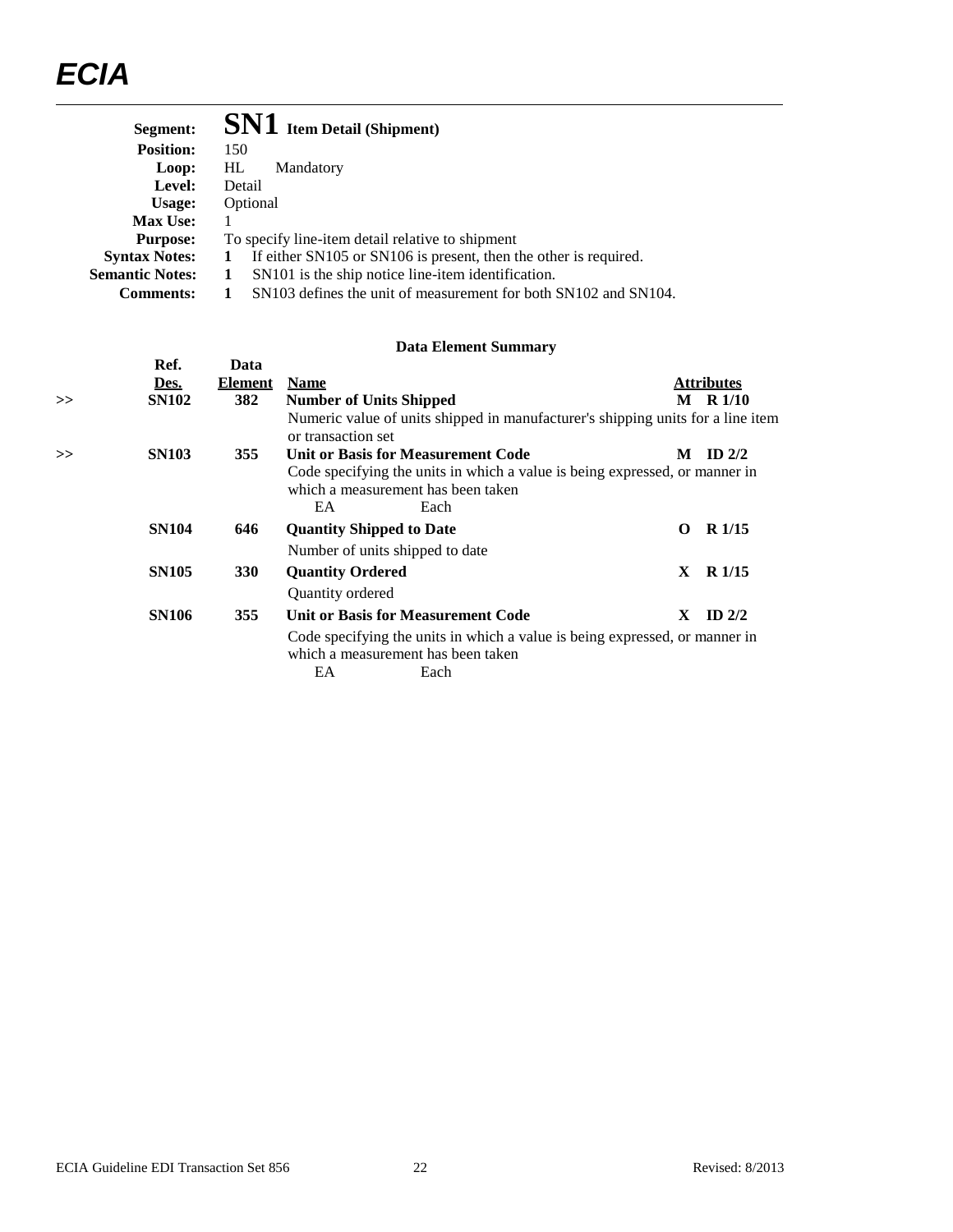**Segment:** **SN1** **Item Detail (Shipment)**
**Position:** 150
**Loop:** HL Mandatory
**Level:** Detail
**Usage:** Optional
**Max Use:** 1
**Purpose:** To specify line-item detail relative to shipment
**Syntax Notes:** **1** If either SN105 or SN106 is present, then the other is required.
**Semantic Notes:** **1** SN101 is the ship notice line-item identification.
**Comments:** **1** SN103 defines the unit of measurement for both SN102 and SN104.

**Data Element Summary**

| | Ref. Des. | Data Element | Name | Attributes |
|---|---|---|---|---|
| >> | **SN102** | **382** | **Number of Units Shipped**<br>Numeric value of units shipped in manufacturer's shipping units for a line item or transaction set | **M R 1/10** |
| >> | **SN103** | **355** | **Unit or Basis for Measurement Code**<br>Code specifying the units in which a value is being expressed, or manner in which a measurement has been taken<br>EA Each | **M ID 2/2** |
| | **SN104** | **646** | **Quantity Shipped to Date**<br>Number of units shipped to date | **O R 1/15** |
| | **SN105** | **330** | **Quantity Ordered**<br>Quantity ordered | **X R 1/15** |
| | **SN106** | **355** | **Unit or Basis for Measurement Code**<br>Code specifying the units in which a value is being expressed, or manner in which a measurement has been taken<br>EA Each | **X ID 2/2** |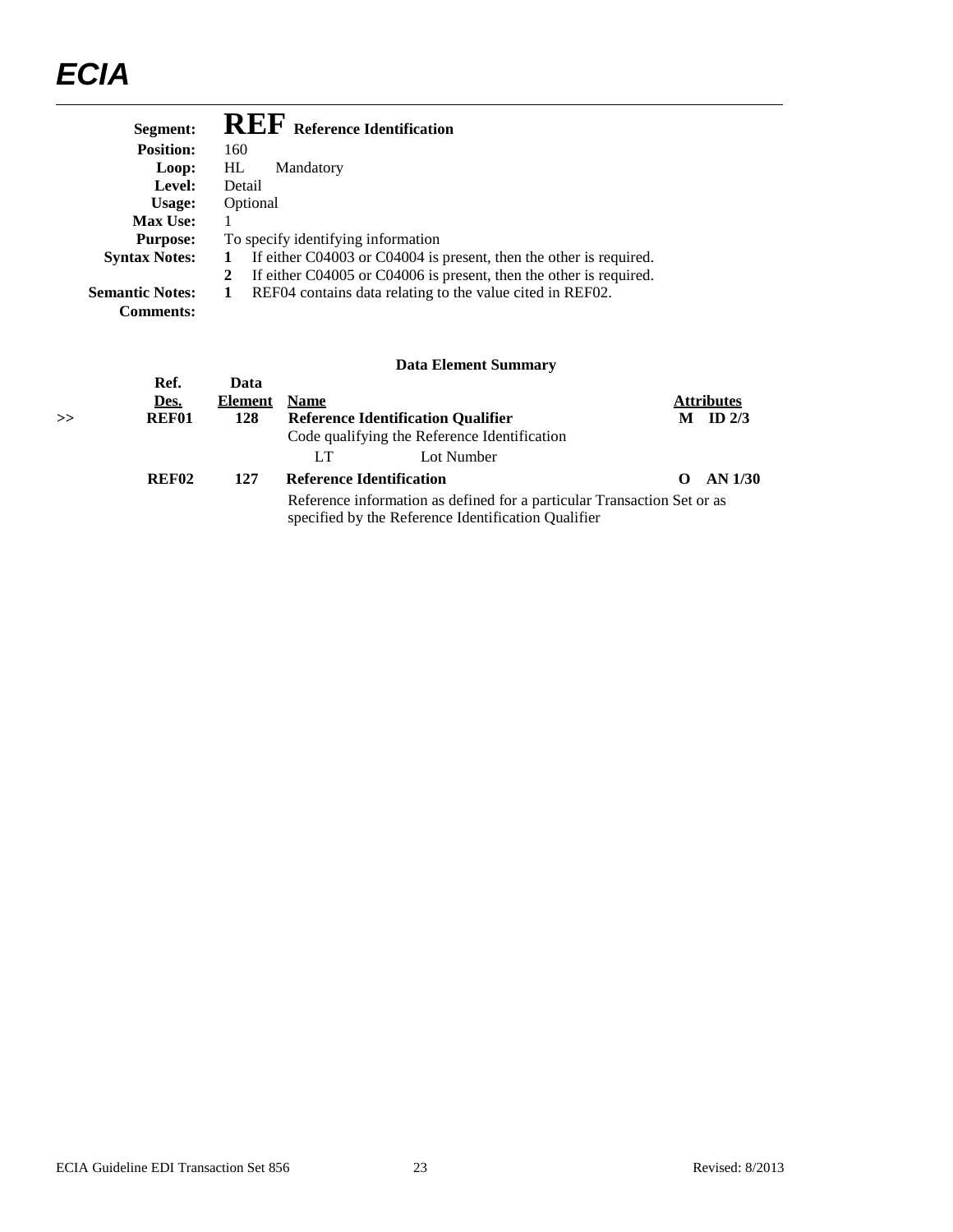**Segment:** **REF** **Reference Identification**

**Position:** 160

**Loop:** HL Mandatory

**Level:** Detail

**Usage:** Optional

**Max Use:** 1

**Purpose:** To specify identifying information

**Syntax Notes:**
1. If either C04003 or C04004 is present, then the other is required.
2. If either C04005 or C04006 is present, then the other is required.

**Semantic Notes:**
1. REF04 contains data relating to the value cited in REF02.

**Comments:**

### Data Element Summary

| | Ref. Des. | Data Element | Name | Attributes |
|---|---|---|---|---|
| >> | **REF01** | **128** | **Reference Identification Qualifier** | **M ID 2/3** |
| | | | Code qualifying the Reference Identification | |
| | | | LT Lot Number | |
| | **REF02** | **127** | **Reference Identification** | **O AN 1/30** |
| | | | Reference information as defined for a particular Transaction Set or as specified by the Reference Identification Qualifier | |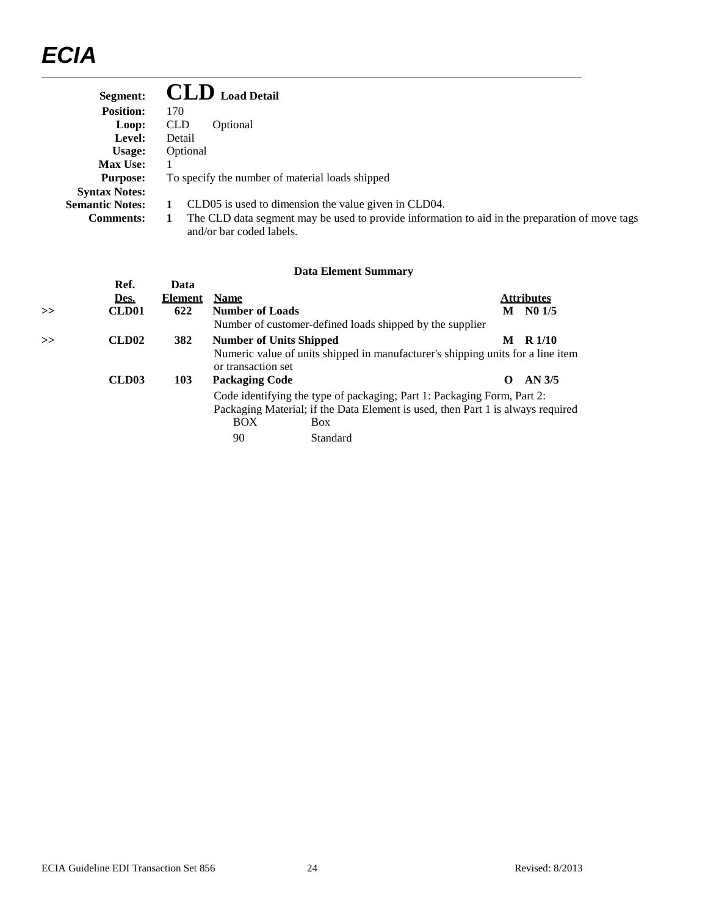**Segment:** **CLD** **Load Detail**
**Position:** 170
**Loop:** CLD Optional
**Level:** Detail
**Usage:** Optional
**Max Use:** 1
**Purpose:** To specify the number of material loads shipped
**Syntax Notes:**
**Semantic Notes:** **1** CLD05 is used to dimension the value given in CLD04.
**Comments:** **1** The CLD data segment may be used to provide information to aid in the preparation of move tags and/or bar coded labels.

### Data Element Summary

| | Ref. Des. | Data Element | Name | Attributes |
|---|---|---|---|---|
| >> | **CLD01** | **622** | **Number of Loads**<br>Number of customer-defined loads shipped by the supplier | **M N0 1/5** |
| >> | **CLD02** | **382** | **Number of Units Shipped**<br>Numeric value of units shipped in manufacturer's shipping units for a line item or transaction set | **M R 1/10** |
| | **CLD03** | **103** | **Packaging Code**<br>Code identifying the type of packaging; Part 1: Packaging Form, Part 2: Packaging Material; if the Data Element is used, then Part 1 is always required<br>BOX Box<br>90 Standard | **O AN 3/5** |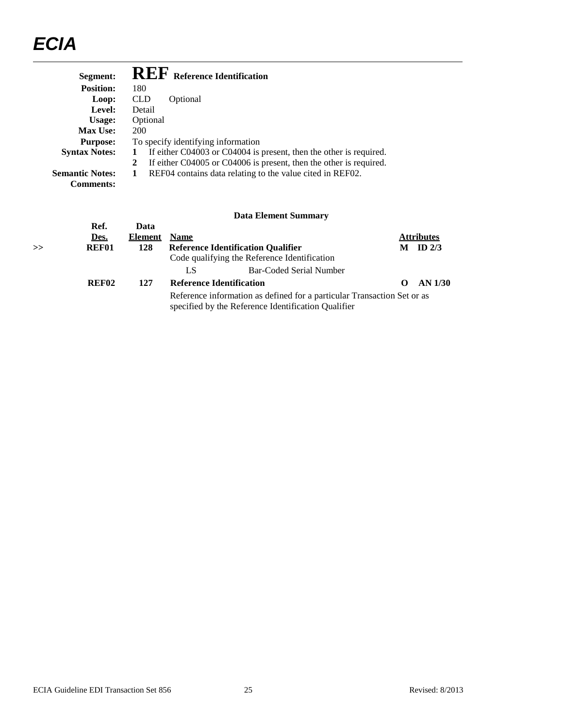| | |
|---|---|
| **Segment:** | **REF** **Reference Identification** |
| **Position:** | 180 |
| **Loop:** | CLD Optional |
| **Level:** | Detail |
| **Usage:** | Optional |
| **Max Use:** | 200 |
| **Purpose:** | To specify identifying information |
| **Syntax Notes:** | **1** If either C04003 or C04004 is present, then the other is required. |
| | **2** If either C04005 or C04006 is present, then the other is required. |
| **Semantic Notes:** | **1** REF04 contains data relating to the value cited in REF02. |
| **Comments:** | |

**Data Element Summary**

| | Ref. Des. | Data Element | Name | | Attributes |
|---|---|---|---|---|---|
| >> | **REF01** | **128** | **Reference Identification Qualifier**<br>Code qualifying the Reference Identification<br>LS Bar-Coded Serial Number | **M** | **ID 2/3** |
| | **REF02** | **127** | **Reference Identification**<br>Reference information as defined for a particular Transaction Set or as specified by the Reference Identification Qualifier | **O** | **AN 1/30** |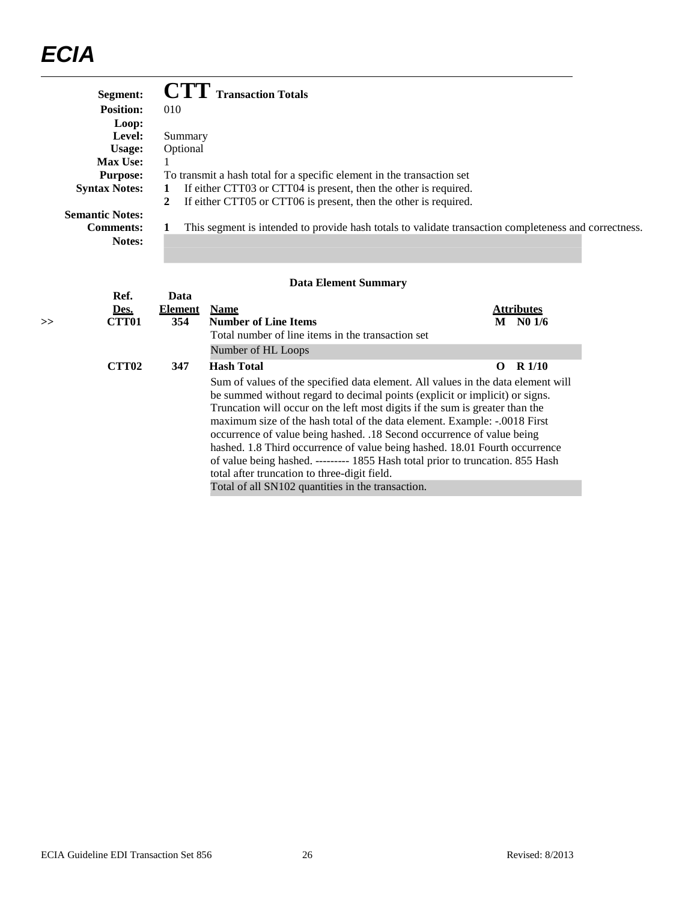**Segment:** **CTT** **Transaction Totals**

**Position:** 010

**Loop:**

**Level:** Summary

**Usage:** Optional

**Max Use:** 1

**Purpose:** To transmit a hash total for a specific element in the transaction set

**Syntax Notes:**
1. If either CTT03 or CTT04 is present, then the other is required.
2. If either CTT05 or CTT06 is present, then the other is required.

**Semantic Notes:**

**Comments:**
1. This segment is intended to provide hash totals to validate transaction completeness and correctness.

**Notes:**

### Data Element Summary

| | Ref. Des. | Data Element | Name | Attributes |
|---|---|---|---|---|
| >> | **CTT01** | **354** | **Number of Line Items**<br>Total number of line items in the transaction set<br>Number of HL Loops | **M N0 1/6** |
| | **CTT02** | **347** | **Hash Total**<br>Sum of values of the specified data element. All values in the data element will be summed without regard to decimal points (explicit or implicit) or signs. Truncation will occur on the left most digits if the sum is greater than the maximum size of the hash total of the data element. Example: -.0018 First occurrence of value being hashed. .18 Second occurrence of value being hashed. 1.8 Third occurrence of value being hashed. 18.01 Fourth occurrence of value being hashed. --------- 1855 Hash total prior to truncation. 855 Hash total after truncation to three-digit field.<br>Total of all SN102 quantities in the transaction. | **O R 1/10** |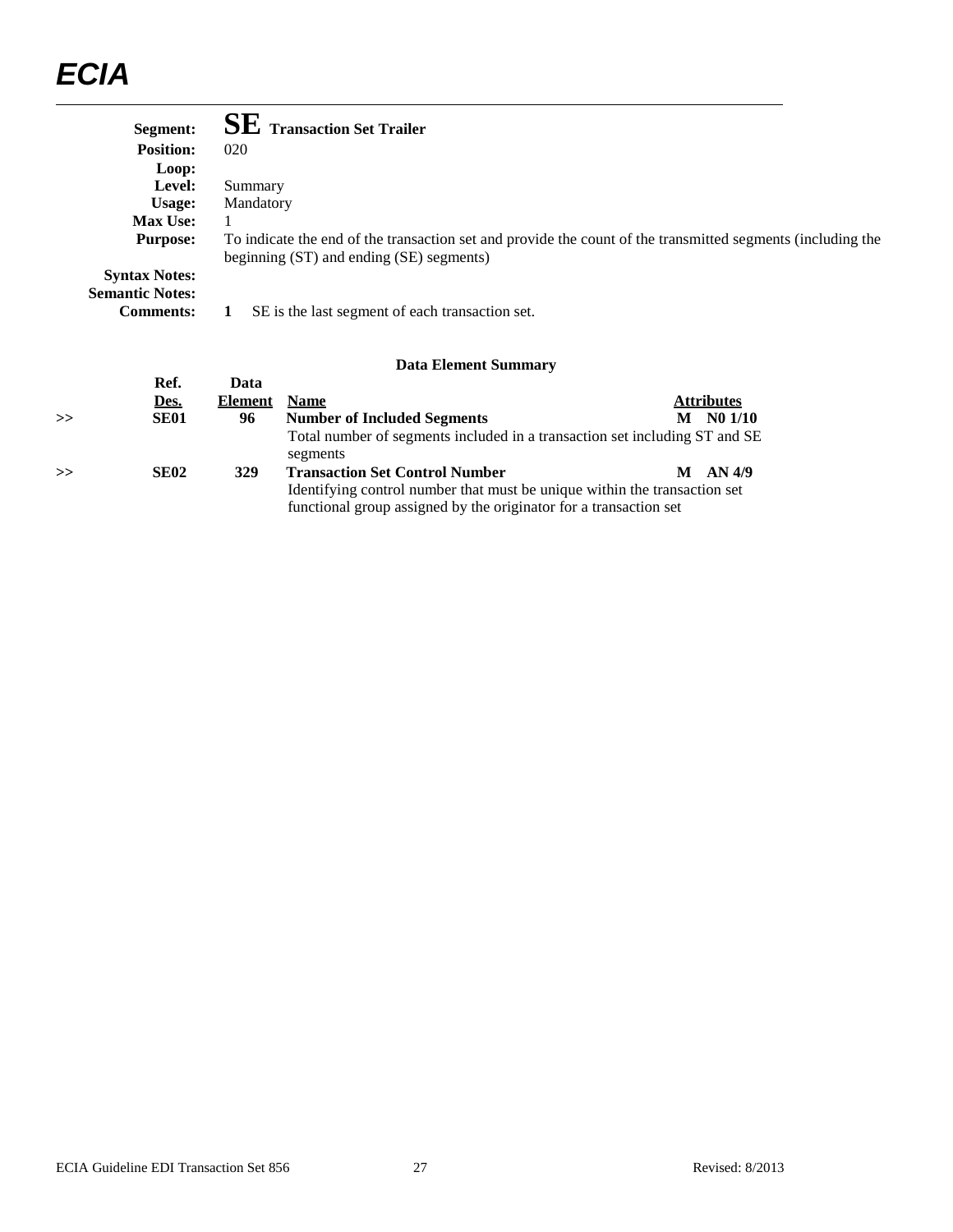**Segment:** **SE** **Transaction Set Trailer**
**Position:** 020
**Loop:**
**Level:** Summary
**Usage:** Mandatory
**Max Use:** 1
**Purpose:** To indicate the end of the transaction set and provide the count of the transmitted segments (including the beginning (ST) and ending (SE) segments)
**Syntax Notes:**
**Semantic Notes:**
**Comments:** **1** SE is the last segment of each transaction set.

### Data Element Summary

| | Ref. Des. | Data Element | Name | Attributes |
|---|---|---|---|---|
| >> | **SE01** | **96** | **Number of Included Segments**<br>Total number of segments included in a transaction set including ST and SE segments | **M N0 1/10** |
| >> | **SE02** | **329** | **Transaction Set Control Number**<br>Identifying control number that must be unique within the transaction set functional group assigned by the originator for a transaction set | **M AN 4/9** |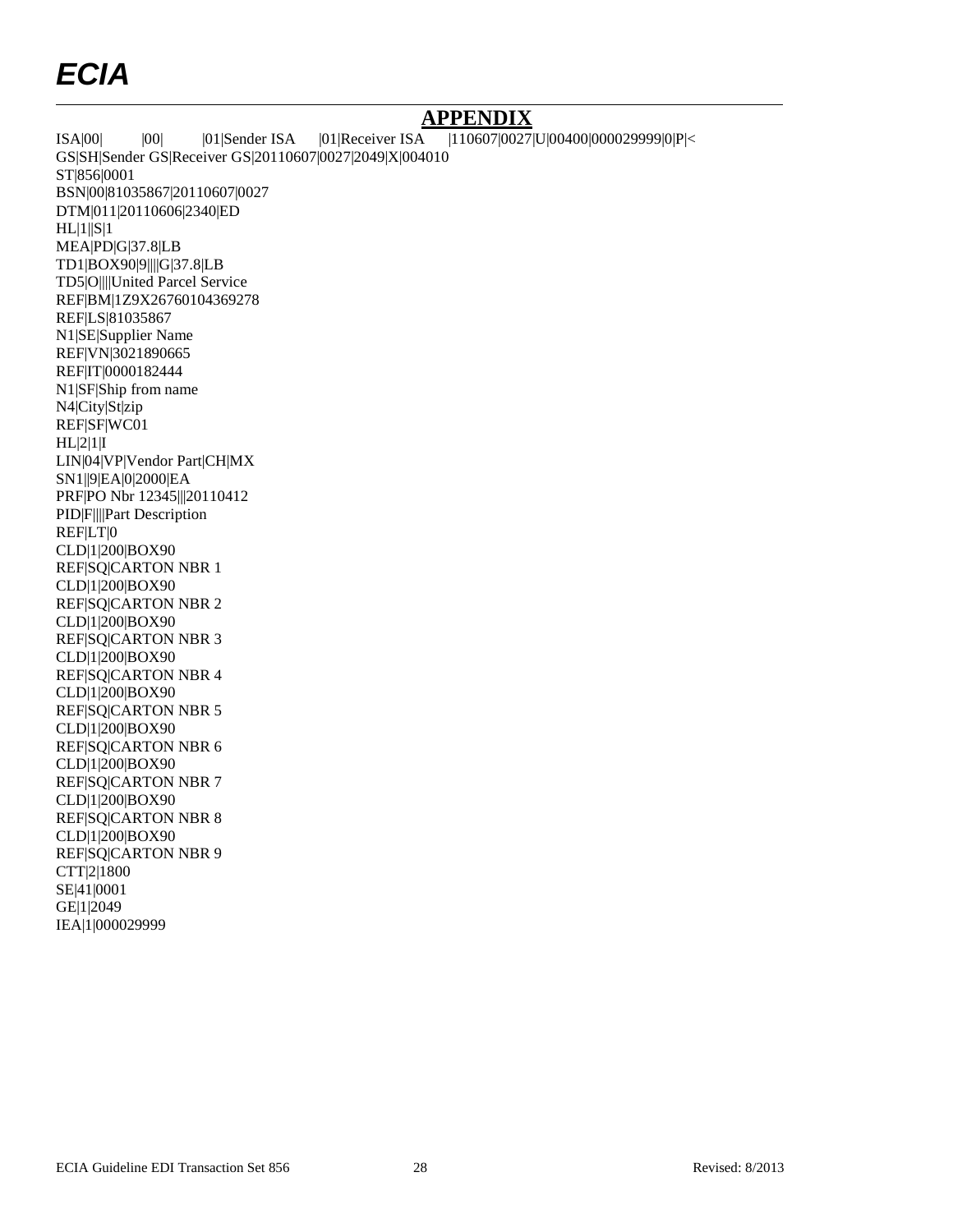# APPENDIX

```
ISA|00|          |00|          |01|Sender ISA     |01|Receiver ISA     |110607|0027|U|00400|000029999|0|P|<
GS|SH|Sender GS|Receiver GS|20110607|0027|2049|X|004010
ST|856|0001
BSN|00|81035867|20110607|0027
DTM|011|20110606|2340|ED
HL|1||S|1
MEA|PD|G|37.8|LB
TD1|BOX90|9||||G|37.8|LB
TD5|O||||United Parcel Service
REF|BM|1Z9X26760104369278
REF|LS|81035867
N1|SE|Supplier Name
REF|VN|3021890665
REF|IT|0000182444
N1|SF|Ship from name
N4|City|St|zip
REF|SF|WC01
HL|2|1|I
LIN|04|VP|Vendor Part|CH|MX
SN1||9|EA|0|2000|EA
PRF|PO Nbr 12345|||20110412
PID|F||||Part Description
REF|LT|0
CLD|1|200|BOX90
REF|SQ|CARTON NBR 1
CLD|1|200|BOX90
REF|SQ|CARTON NBR 2
CLD|1|200|BOX90
REF|SQ|CARTON NBR 3
CLD|1|200|BOX90
REF|SQ|CARTON NBR 4
CLD|1|200|BOX90
REF|SQ|CARTON NBR 5
CLD|1|200|BOX90
REF|SQ|CARTON NBR 6
CLD|1|200|BOX90
REF|SQ|CARTON NBR 7
CLD|1|200|BOX90
REF|SQ|CARTON NBR 8
CLD|1|200|BOX90
REF|SQ|CARTON NBR 9
CTT|2|1800
SE|41|0001
GE|1|2049
IEA|1|000029999
```